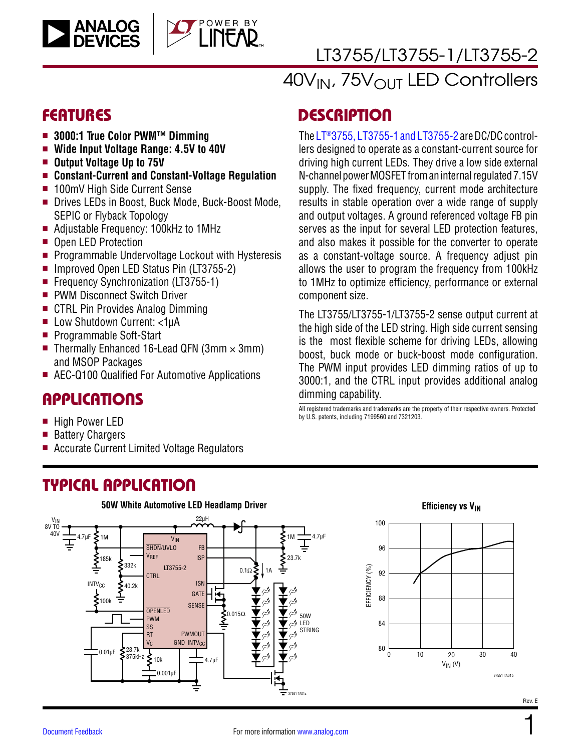# LT3755/LT3755-1/LT3755-2

## 40$V_{IN}$, 75$V_{OUT}$ LED Controllers

## FEATURES

- **3000:1 True Color PWM™ Dimming**
- **Wide Input Voltage Range: 4.5V to 40V**
- **Output Voltage Up to 75V**
- **Constant-Current and Constant-Voltage Regulation**
- 100mV High Side Current Sense
- Drives LEDs in Boost, Buck Mode, Buck-Boost Mode, SEPIC or Flyback Topology
- Adjustable Frequency: 100kHz to 1MHz
- Open LED Protection
- Programmable Undervoltage Lockout with Hysteresis
- Improved Open LED Status Pin (LT3755-2)
- Frequency Synchronization (LT3755-1)
- PWM Disconnect Switch Driver
- CTRL Pin Provides Analog Dimming
- Low Shutdown Current: <1µA
- Programmable Soft-Start
- Thermally Enhanced 16-Lead QFN (3mm × 3mm) and MSOP Packages
- AEC-Q100 Qualified For Automotive Applications

## APPLICATIONS

- High Power LED
- Battery Chargers
- Accurate Current Limited Voltage Regulators

## DESCRIPTION

The LT®3755, LT3755-1 and LT3755-2 are DC/DC controllers designed to operate as a constant-current source for driving high current LEDs. They drive a low side external N-channel power MOSFET from an internal regulated 7.15V supply. The fixed frequency, current mode architecture results in stable operation over a wide range of supply and output voltages. A ground referenced voltage FB pin serves as the input for several LED protection features, and also makes it possible for the converter to operate as a constant-voltage source. A frequency adjust pin allows the user to program the frequency from 100kHz to 1MHz to optimize efficiency, performance or external component size.

The LT3755/LT3755-1/LT3755-2 sense output current at the high side of the LED string. High side current sensing is the most flexible scheme for driving LEDs, allowing boost, buck mode or buck-boost mode configuration. The PWM input provides LED dimming ratios of up to 3000:1, and the CTRL input provides additional analog dimming capability.

All registered trademarks and trademarks are the property of their respective owners. Protected by U.S. patents, including 7199560 and 7321203.

## TYPICAL APPLICATION

**50W White Automotive LED Headlamp Driver**

**Efficiency vs $V_{IN}$**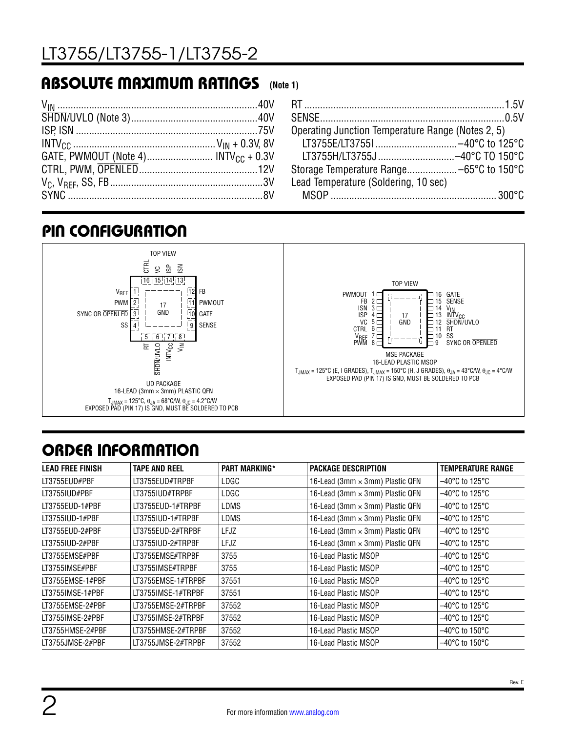## ABSOLUTE MAXIMUM RATINGS (Note 1)

$V_{IN}$ .......................................................................... 40V
$\overline{SHDN}$/UVLO (Note 3) .............................................. 40V
ISP, ISN .................................................................... 75V
$INTV_{CC}$ ............................................... $V_{IN}$ + 0.3V, 8V
GATE, PWMOUT (Note 4) ......................... $INTV_{CC}$ + 0.3V
CTRL, PWM, $\overline{OPENLED}$ ........................................... 12V
$V_C$, $V_{REF}$, SS, FB ......................................................... 3V
SYNC ........................................................................ 8V
RT .......................................................................... 1.5V
SENSE ...................................................................... 0.5V
Operating Junction Temperature Range (Notes 2, 5)
LT3755E/LT3755I ............................... –40°C to 125°C
LT3755H/LT3755J ............................. –40°C TO 150°C
Storage Temperature Range ................... –65°C to 150°C
Lead Temperature (Soldering, 10 sec)
MSOP ............................................................... 300°C

## PIN CONFIGURATION

**UD PACKAGE – 16-LEAD (3mm × 3mm) PLASTIC QFN (TOP VIEW)**

Pins: 1 $V_{REF}$, 2 PWM, 3 SYNC OR $\overline{OPENLED}$, 4 SS, 5 RT, 6 $\overline{SHDN}$/UVLO, 7 $INTV_{CC}$, 8 $V_{IN}$, 9 SENSE, 10 GATE, 11 PWMOUT, 12 FB, 13 ISN, 14 ISP, 15 VC, 16 CTRL, 17 GND

$T_{JMAX}$ = 125°C, $\theta_{JA}$ = 68°C/W, $\theta_{JC}$ = 4.2°C/W
EXPOSED PAD (PIN 17) IS GND, MUST BE SOLDERED TO PCB

**MSE PACKAGE – 16-LEAD PLASTIC MSOP (TOP VIEW)**

Pins: 1 PWMOUT, 2 FB, 3 ISN, 4 ISP, 5 VC, 6 CTRL, 7 $V_{REF}$, 8 PWM, 9 SYNC OR $\overline{OPENLED}$, 10 SS, 11 RT, 12 $\overline{SHDN}$/UVLO, 13 $INTV_{CC}$, 14 $V_{IN}$, 15 SENSE, 16 GATE, 17 GND

$T_{JMAX}$ = 125°C (E, I GRADES), $T_{JMAX}$ = 150°C (H, J GRADES), $\theta_{JA}$ = 43°C/W, $\theta_{JC}$ = 4°C/W
EXPOSED PAD (PIN 17) IS GND, MUST BE SOLDERED TO PCB

## ORDER INFORMATION

| LEAD FREE FINISH | TAPE AND REEL | PART MARKING* | PACKAGE DESCRIPTION | TEMPERATURE RANGE |
|---|---|---|---|---|
| LT3755EUD#PBF | LT3755EUD#TRPBF | LDGC | 16-Lead (3mm × 3mm) Plastic QFN | –40°C to 125°C |
| LT3755IUD#PBF | LT3755IUD#TRPBF | LDGC | 16-Lead (3mm × 3mm) Plastic QFN | –40°C to 125°C |
| LT3755EUD-1#PBF | LT3755EUD-1#TRPBF | LDMS | 16-Lead (3mm × 3mm) Plastic QFN | –40°C to 125°C |
| LT3755IUD-1#PBF | LT3755IUD-1#TRPBF | LDMS | 16-Lead (3mm × 3mm) Plastic QFN | –40°C to 125°C |
| LT3755EUD-2#PBF | LT3755EUD-2#TRPBF | LFJZ | 16-Lead (3mm × 3mm) Plastic QFN | –40°C to 125°C |
| LT3755IUD-2#PBF | LT3755IUD-2#TRPBF | LFJZ | 16-Lead (3mm × 3mm) Plastic QFN | –40°C to 125°C |
| LT3755EMSE#PBF | LT3755EMSE#TRPBF | 3755 | 16-Lead Plastic MSOP | –40°C to 125°C |
| LT3755IMSE#PBF | LT3755IMSE#TRPBF | 3755 | 16-Lead Plastic MSOP | –40°C to 125°C |
| LT3755EMSE-1#PBF | LT3755EMSE-1#TRPBF | 37551 | 16-Lead Plastic MSOP | –40°C to 125°C |
| LT3755IMSE-1#PBF | LT3755IMSE-1#TRPBF | 37551 | 16-Lead Plastic MSOP | –40°C to 125°C |
| LT3755EMSE-2#PBF | LT3755EMSE-2#TRPBF | 37552 | 16-Lead Plastic MSOP | –40°C to 125°C |
| LT3755IMSE-2#PBF | LT3755IMSE-2#TRPBF | 37552 | 16-Lead Plastic MSOP | –40°C to 125°C |
| LT3755HMSE-2#PBF | LT3755HMSE-2#TRPBF | 37552 | 16-Lead Plastic MSOP | –40°C to 150°C |
| LT3755JMSE-2#PBF | LT3755JMSE-2#TRPBF | 37552 | 16-Lead Plastic MSOP | –40°C to 150°C |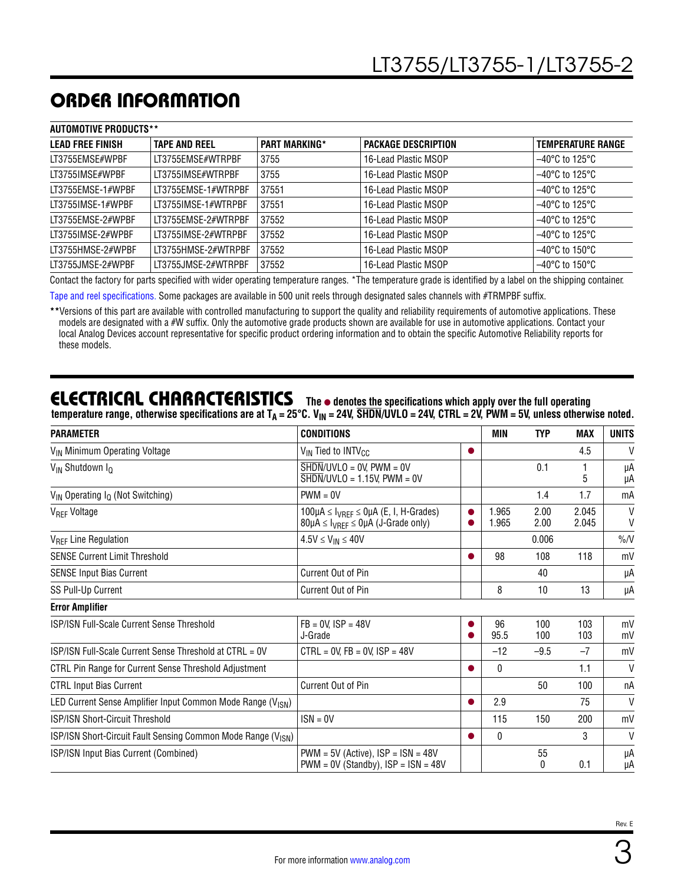## ORDER INFORMATION

**AUTOMOTIVE PRODUCTS****

| LEAD FREE FINISH | TAPE AND REEL | PART MARKING* | PACKAGE DESCRIPTION | TEMPERATURE RANGE |
|---|---|---|---|---|
| LT3755EMSE#WPBF | LT3755EMSE#WTRPBF | 3755 | 16-Lead Plastic MSOP | –40°C to 125°C |
| LT3755IMSE#WPBF | LT3755IMSE#WTRPBF | 3755 | 16-Lead Plastic MSOP | –40°C to 125°C |
| LT3755EMSE-1#WPBF | LT3755EMSE-1#WTRPBF | 37551 | 16-Lead Plastic MSOP | –40°C to 125°C |
| LT3755IMSE-1#WPBF | LT3755IMSE-1#WTRPBF | 37551 | 16-Lead Plastic MSOP | –40°C to 125°C |
| LT3755EMSE-2#WPBF | LT3755EMSE-2#WTRPBF | 37552 | 16-Lead Plastic MSOP | –40°C to 125°C |
| LT3755IMSE-2#WPBF | LT3755IMSE-2#WTRPBF | 37552 | 16-Lead Plastic MSOP | –40°C to 125°C |
| LT3755HMSE-2#WPBF | LT3755HMSE-2#WTRPBF | 37552 | 16-Lead Plastic MSOP | –40°C to 150°C |
| LT3755JMSE-2#WPBF | LT3755JMSE-2#WTRPBF | 37552 | 16-Lead Plastic MSOP | –40°C to 150°C |

Contact the factory for parts specified with wider operating temperature ranges. *The temperature grade is identified by a label on the shipping container.

Tape and reel specifications. Some packages are available in 500 unit reels through designated sales channels with #TRMPBF suffix.

**Versions of this part are available with controlled manufacturing to support the quality and reliability requirements of automotive applications. These models are designated with a #W suffix. Only the automotive grade products shown are available for use in automotive applications. Contact your local Analog Devices account representative for specific product ordering information and to obtain the specific Automotive Reliability reports for these models.

## ELECTRICAL CHARACTERISTICS

**The ● denotes the specifications which apply over the full operating temperature range, otherwise specifications are at $T_A$ = 25°C. $V_{IN}$ = 24V, $\overline{SHDN}$/UVLO = 24V, CTRL = 2V, PWM = 5V, unless otherwise noted.**

| PARAMETER | CONDITIONS | | MIN | TYP | MAX | UNITS |
|---|---|---|---|---|---|---|
| $V_{IN}$ Minimum Operating Voltage | $V_{IN}$ Tied to $INTV_{CC}$ | ● | | | 4.5 | V |
| $V_{IN}$ Shutdown $I_Q$ | $\overline{SHDN}$/UVLO = 0V, PWM = 0V<br>$\overline{SHDN}$/UVLO = 1.15V, PWM = 0V | | | 0.1 | 1<br>5 | µA<br>µA |
| $V_{IN}$ Operating $I_Q$ (Not Switching) | PWM = 0V | | | 1.4 | 1.7 | mA |
| $V_{REF}$ Voltage | 100µA ≤ $I_{VREF}$ ≤ 0µA (E, I, H-Grades)<br>80µA ≤ $I_{VREF}$ ≤ 0µA (J-Grade only) | ●<br>● | 1.965<br>1.965 | 2.00<br>2.00 | 2.045<br>2.045 | V<br>V |
| $V_{REF}$ Line Regulation | 4.5V ≤ $V_{IN}$ ≤ 40V | | | 0.006 | | %/V |
| SENSE Current Limit Threshold | | ● | 98 | 108 | 118 | mV |
| SENSE Input Bias Current | Current Out of Pin | | | 40 | | µA |
| SS Pull-Up Current | Current Out of Pin | | 8 | 10 | 13 | µA |
| **Error Amplifier** | | | | | | |
| ISP/ISN Full-Scale Current Sense Threshold | FB = 0V, ISP = 48V<br>J-Grade | ●<br>● | 96<br>95.5 | 100<br>100 | 103<br>103 | mV<br>mV |
| ISP/ISN Full-Scale Current Sense Threshold at CTRL = 0V | CTRL = 0V, FB = 0V, ISP = 48V | | –12 | –9.5 | –7 | mV |
| CTRL Pin Range for Current Sense Threshold Adjustment | | ● | 0 | | 1.1 | V |
| CTRL Input Bias Current | Current Out of Pin | | | 50 | 100 | nA |
| LED Current Sense Amplifier Input Common Mode Range ($V_{ISN}$) | | ● | 2.9 | | 75 | V |
| ISP/ISN Short-Circuit Threshold | ISN = 0V | | 115 | 150 | 200 | mV |
| ISP/ISN Short-Circuit Fault Sensing Common Mode Range ($V_{ISN}$) | | ● | 0 | | 3 | V |
| ISP/ISN Input Bias Current (Combined) | PWM = 5V (Active), ISP = ISN = 48V<br>PWM = 0V (Standby), ISP = ISN = 48V | | | 55<br>0 | <br>0.1 | µA<br>µA |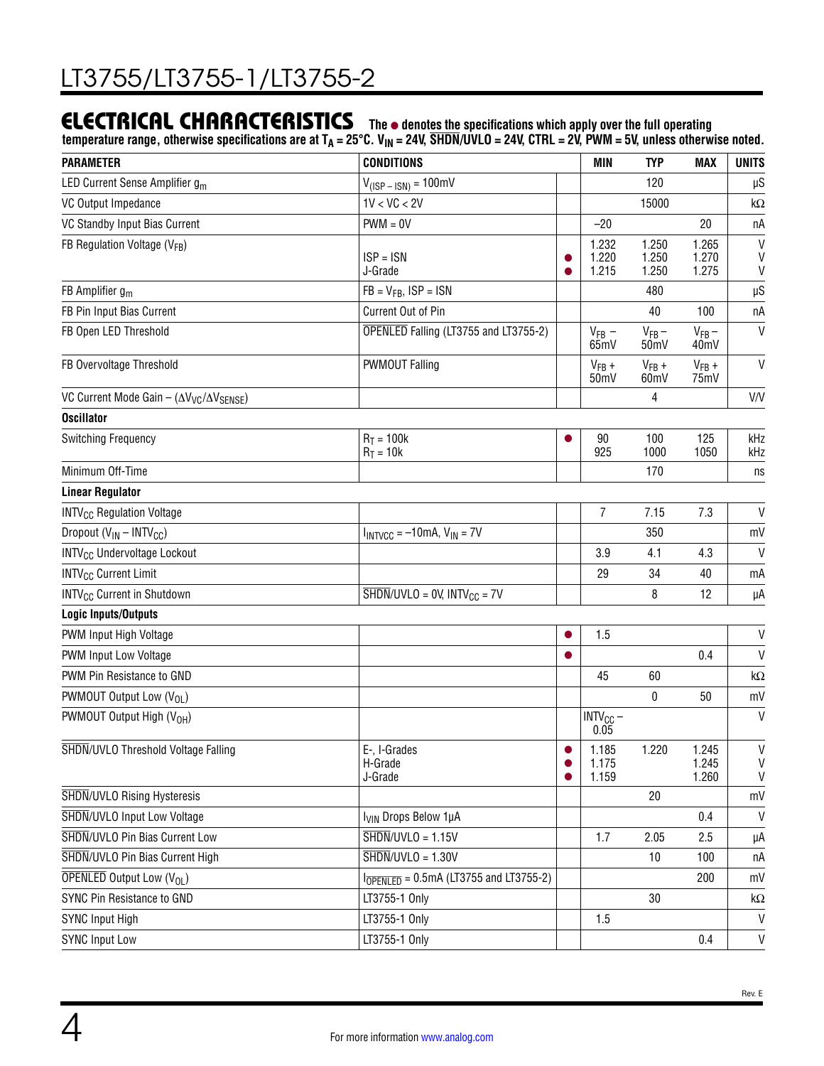## ELECTRICAL CHARACTERISTICS

**The ● denotes the specifications which apply over the full operating temperature range, otherwise specifications are at $T_A$ = 25°C. $V_{IN}$ = 24V, $\overline{SHDN}$/UVLO = 24V, CTRL = 2V, PWM = 5V, unless otherwise noted.**

| PARAMETER | CONDITIONS | | MIN | TYP | MAX | UNITS |
|---|---|---|---|---|---|---|
| LED Current Sense Amplifier $g_m$ | $V_{(ISP – ISN)}$ = 100mV | | | 120 | | µS |
| VC Output Impedance | 1V < VC < 2V | | | 15000 | | kΩ |
| VC Standby Input Bias Current | PWM = 0V | | –20 | | 20 | nA |
| FB Regulation Voltage ($V_{FB}$) | <br>ISP = ISN<br>J-Grade | <br>●<br>● | 1.232<br>1.220<br>1.215 | 1.250<br>1.250<br>1.250 | 1.265<br>1.270<br>1.275 | V<br>V<br>V |
| FB Amplifier $g_m$ | FB = $V_{FB}$, ISP = ISN | | | 480 | | µS |
| FB Pin Input Bias Current | Current Out of Pin | | | 40 | 100 | nA |
| FB Open LED Threshold | $\overline{OPENLED}$ Falling (LT3755 and LT3755-2) | | $V_{FB}$ – 65mV | $V_{FB}$ – 50mV | $V_{FB}$ – 40mV | V |
| FB Overvoltage Threshold | PWMOUT Falling | | $V_{FB}$ + 50mV | $V_{FB}$ + 60mV | $V_{FB}$ + 75mV | V |
| VC Current Mode Gain – ($\Delta V_{VC}/\Delta V_{SENSE}$) | | | | 4 | | V/V |
| **Oscillator** | | | | | | |
| Switching Frequency | $R_T$ = 100k<br>$R_T$ = 10k | ● | 90<br>925 | 100<br>1000 | 125<br>1050 | kHz<br>kHz |
| Minimum Off-Time | | | | 170 | | ns |
| **Linear Regulator** | | | | | | |
| $INTV_{CC}$ Regulation Voltage | | | 7 | 7.15 | 7.3 | V |
| Dropout ($V_{IN}$ – $INTV_{CC}$) | $I_{INTVCC}$ = –10mA, $V_{IN}$ = 7V | | | 350 | | mV |
| $INTV_{CC}$ Undervoltage Lockout | | | 3.9 | 4.1 | 4.3 | V |
| $INTV_{CC}$ Current Limit | | | 29 | 34 | 40 | mA |
| $INTV_{CC}$ Current in Shutdown | $\overline{SHDN}$/UVLO = 0V, $INTV_{CC}$ = 7V | | | 8 | 12 | µA |
| **Logic Inputs/Outputs** | | | | | | |
| PWM Input High Voltage | | ● | 1.5 | | | V |
| PWM Input Low Voltage | | ● | | | 0.4 | V |
| PWM Pin Resistance to GND | | | 45 | 60 | | kΩ |
| PWMOUT Output Low ($V_{OL}$) | | | | 0 | 50 | mV |
| PWMOUT Output High ($V_{OH}$) | | | $INTV_{CC}$ – 0.05 | | | V |
| $\overline{SHDN}$/UVLO Threshold Voltage Falling | E-, I-Grades<br>H-Grade<br>J-Grade | ●<br>●<br>● | 1.185<br>1.175<br>1.159 | 1.220 | 1.245<br>1.245<br>1.260 | V<br>V<br>V |
| $\overline{SHDN}$/UVLO Rising Hysteresis | | | | 20 | | mV |
| $\overline{SHDN}$/UVLO Input Low Voltage | $I_{VIN}$ Drops Below 1µA | | | | 0.4 | V |
| $\overline{SHDN}$/UVLO Pin Bias Current Low | $\overline{SHDN}$/UVLO = 1.15V | | 1.7 | 2.05 | 2.5 | µA |
| $\overline{SHDN}$/UVLO Pin Bias Current High | $\overline{SHDN}$/UVLO = 1.30V | | | 10 | 100 | nA |
| $\overline{OPENLED}$ Output Low ($V_{OL}$) | $I_{\overline{OPENLED}}$ = 0.5mA (LT3755 and LT3755-2) | | | | 200 | mV |
| SYNC Pin Resistance to GND | LT3755-1 Only | | | 30 | | kΩ |
| SYNC Input High | LT3755-1 Only | | 1.5 | | | V |
| SYNC Input Low | LT3755-1 Only | | | | 0.4 | V |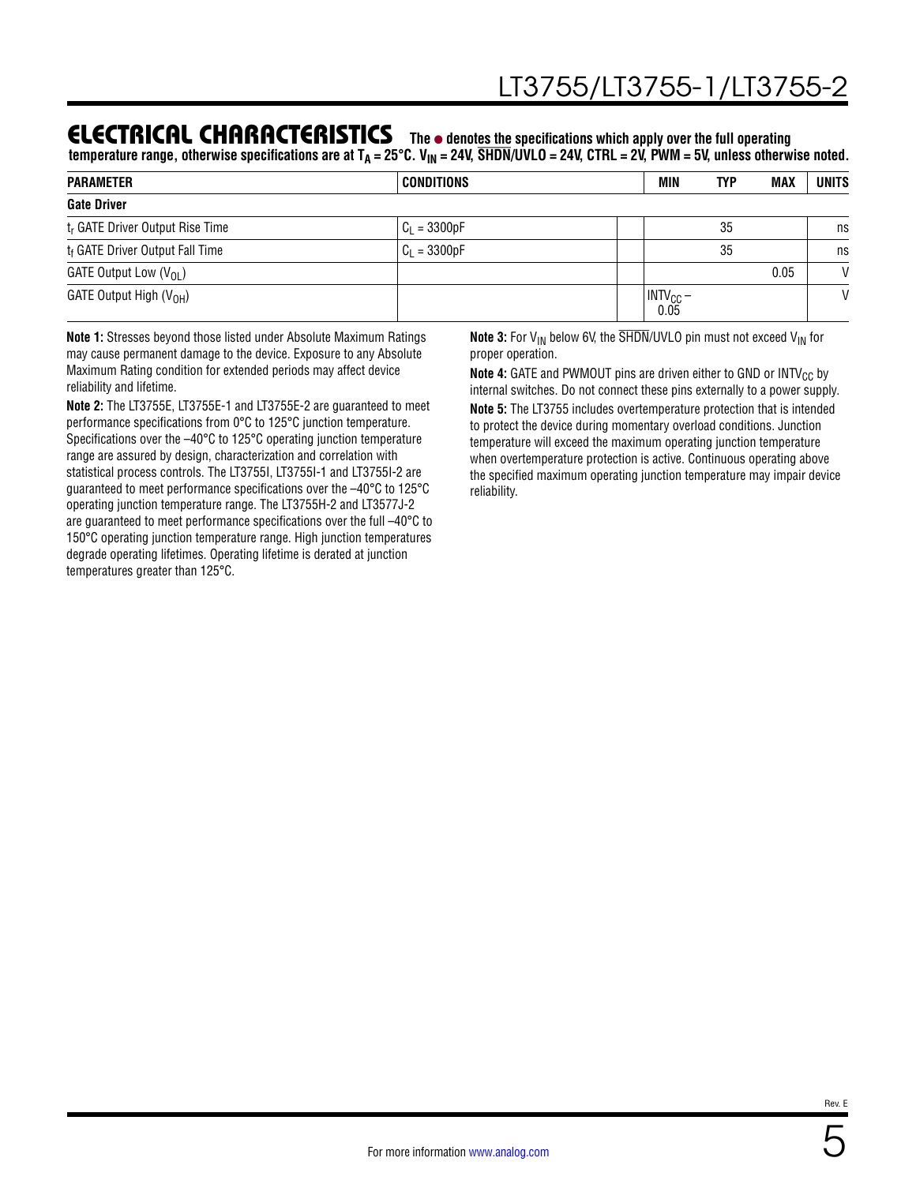## ELECTRICAL CHARACTERISTICS

**The ● denotes the specifications which apply over the full operating temperature range, otherwise specifications are at $T_A$ = 25°C. $V_{IN}$ = 24V, $\overline{SHDN}$/UVLO = 24V, CTRL = 2V, PWM = 5V, unless otherwise noted.**

| PARAMETER | CONDITIONS | | MIN | TYP | MAX | UNITS |
|---|---|---|---|---|---|---|
| **Gate Driver** | | | | | | |
| $t_r$ GATE Driver Output Rise Time | $C_L$ = 3300pF | | | 35 | | ns |
| $t_f$ GATE Driver Output Fall Time | $C_L$ = 3300pF | | | 35 | | ns |
| GATE Output Low ($V_{OL}$) | | | | | 0.05 | V |
| GATE Output High ($V_{OH}$) | | | $INTV_{CC}$ – 0.05 | | | V |

**Note 1:** Stresses beyond those listed under Absolute Maximum Ratings may cause permanent damage to the device. Exposure to any Absolute Maximum Rating condition for extended periods may affect device reliability and lifetime.

**Note 2:** The LT3755E, LT3755E-1 and LT3755E-2 are guaranteed to meet performance specifications from 0°C to 125°C junction temperature. Specifications over the –40°C to 125°C operating junction temperature range are assured by design, characterization and correlation with statistical process controls. The LT3755I, LT3755I-1 and LT3755I-2 are guaranteed to meet performance specifications over the –40°C to 125°C operating junction temperature range. The LT3755H-2 and LT3577J-2 are guaranteed to meet performance specifications over the full –40°C to 150°C operating junction temperature range. High junction temperatures degrade operating lifetimes. Operating lifetime is derated at junction temperatures greater than 125°C.

**Note 3:** For $V_{IN}$ below 6V, the $\overline{SHDN}$/UVLO pin must not exceed $V_{IN}$ for proper operation.

**Note 4:** GATE and PWMOUT pins are driven either to GND or $INTV_{CC}$ by internal switches. Do not connect these pins externally to a power supply.

**Note 5:** The LT3755 includes overtemperature protection that is intended to protect the device during momentary overload conditions. Junction temperature will exceed the maximum operating junction temperature when overtemperature protection is active. Continuous operating above the specified maximum operating junction temperature may impair device reliability.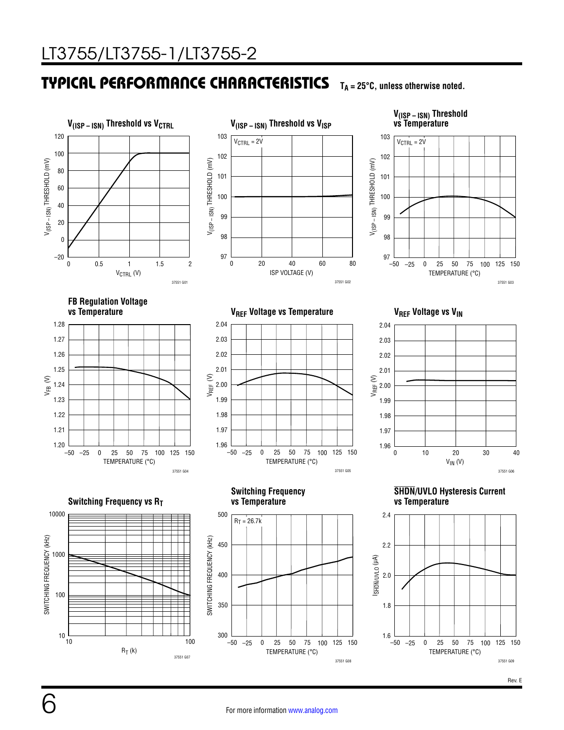## TYPICAL PERFORMANCE CHARACTERISTICS

$T_A = 25°C$, unless otherwise noted.

**$V_{(ISP-ISN)}$ Threshold vs $V_{CTRL}$**

**$V_{(ISP-ISN)}$ Threshold vs $V_{ISP}$**

**$V_{(ISP-ISN)}$ Threshold vs Temperature**

**FB Regulation Voltage vs Temperature**

**$V_{REF}$ Voltage vs Temperature**

**$V_{REF}$ Voltage vs $V_{IN}$**

**Switching Frequency vs $R_T$**

**Switching Frequency vs Temperature**

**$\overline{SHDN}$/UVLO Hysteresis Current vs Temperature**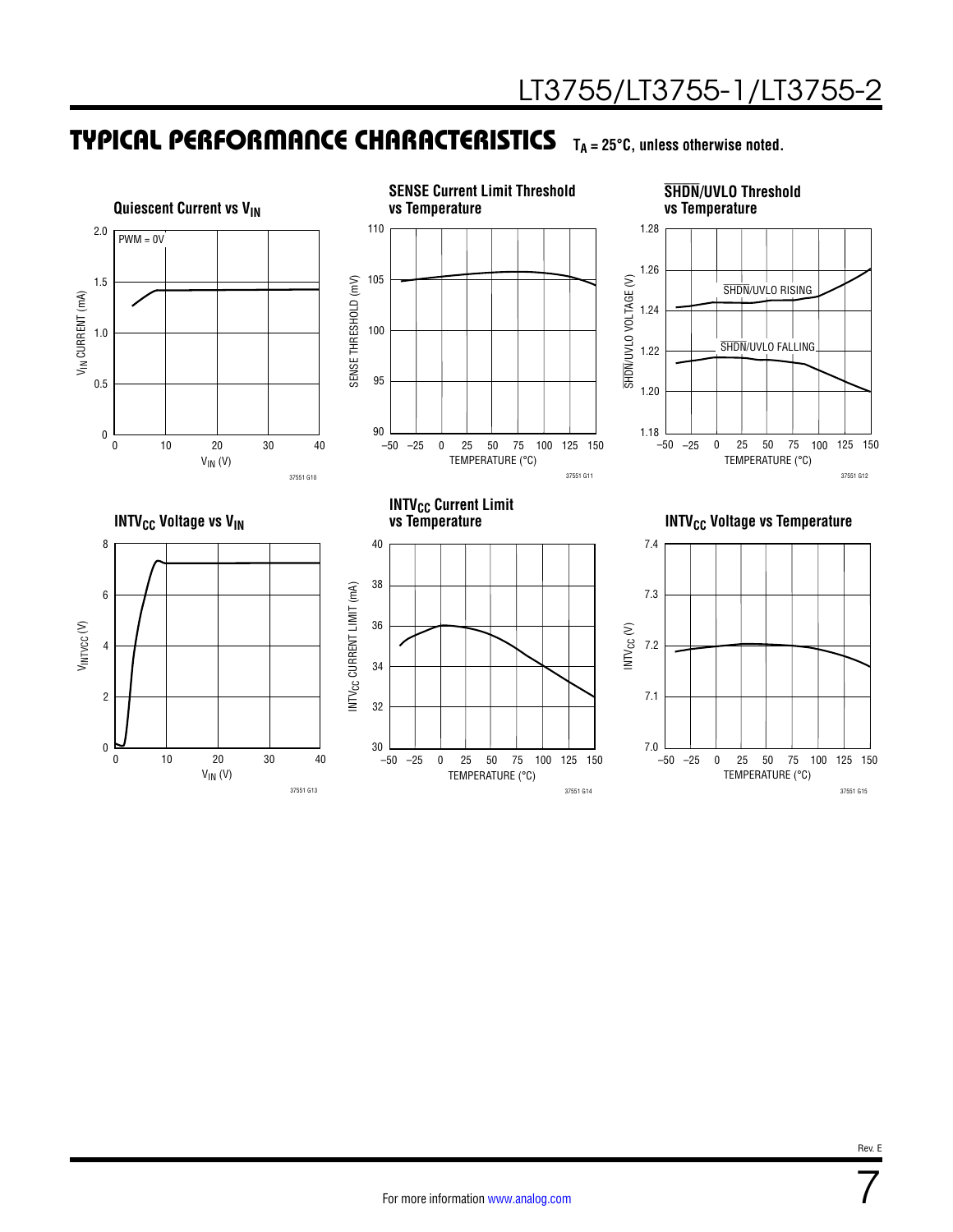## TYPICAL PERFORMANCE CHARACTERISTICS $T_A = 25°C$, unless otherwise noted.

**Quiescent Current vs $V_{IN}$**

PWM = 0V

$V_{IN}$ CURRENT (mA) vs $V_{IN}$ (V)

37551 G10

**SENSE Current Limit Threshold vs Temperature**

SENSE THRESHOLD (mV) vs TEMPERATURE (°C)

37551 G11

**SHDN/UVLO Threshold vs Temperature**

SHDN/UVLO RISING

SHDN/UVLO FALLING

SHDN/UVLO VOLTAGE (V) vs TEMPERATURE (°C)

37551 G12

**$INTV_{CC}$ Voltage vs $V_{IN}$**

$V_{INTVCC}$ (V) vs $V_{IN}$ (V)

37551 G13

**$INTV_{CC}$ Current Limit vs Temperature**

$INTV_{CC}$ CURRENT LIMIT (mA) vs TEMPERATURE (°C)

37551 G14

**$INTV_{CC}$ Voltage vs Temperature**

$INTV_{CC}$ (V) vs TEMPERATURE (°C)

37551 G15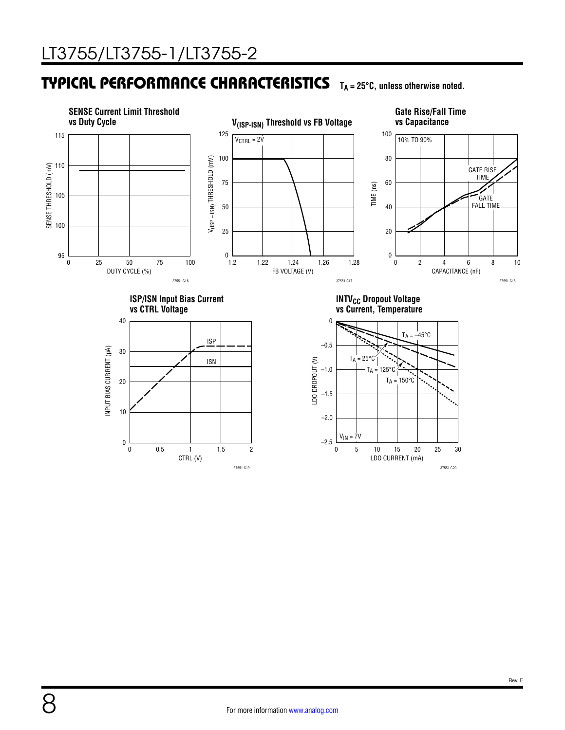## TYPICAL PERFORMANCE CHARACTERISTICS

$T_A$ = 25°C, unless otherwise noted.

**SENSE Current Limit Threshold vs Duty Cycle**

SENSE THRESHOLD (mV) vs DUTY CYCLE (%)

37551 G16

**$V_{(ISP-ISN)}$ Threshold vs FB Voltage**

$V_{CTRL}$ = 2V

$V_{(ISP-ISN)}$ THRESHOLD (mV) vs FB VOLTAGE (V)

37551 G17

**Gate Rise/Fall Time vs Capacitance**

10% TO 90%

GATE RISE TIME, GATE FALL TIME

TIME (ns) vs CAPACITANCE (nF)

37551 G18

**ISP/ISN Input Bias Current vs CTRL Voltage**

ISP, ISN

INPUT BIAS CURRENT (µA) vs CTRL (V)

37551 G19

**$INTV_{CC}$ Dropout Voltage vs Current, Temperature**

$T_A$ = –45°C, $T_A$ = 25°C, $T_A$ = 125°C, $T_A$ = 150°C

$V_{IN}$ = 7V

LDO DROPOUT (V) vs LDO CURRENT (mA)

37551 G20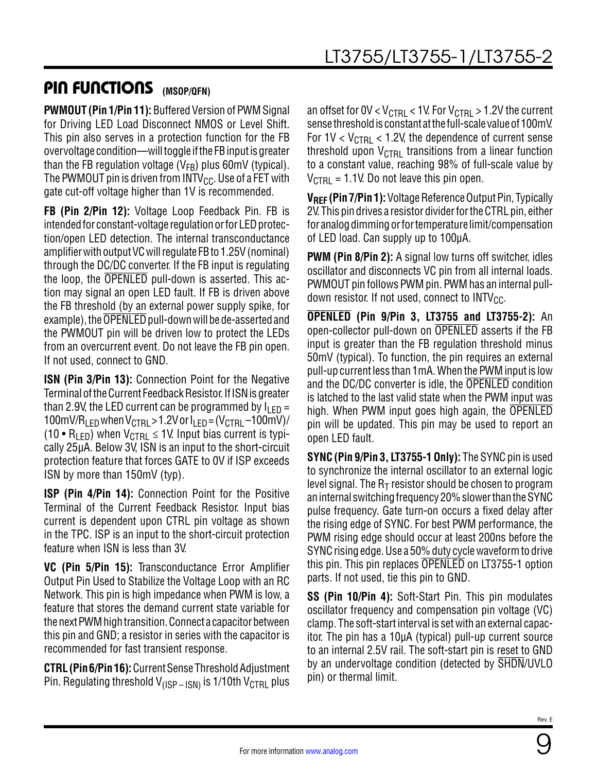## PIN FUNCTIONS (MSOP/QFN)

**PWMOUT (Pin 1/Pin 11):** Buffered Version of PWM Signal for Driving LED Load Disconnect NMOS or Level Shift. This pin also serves in a protection function for the FB overvoltage condition—will toggle if the FB input is greater than the FB regulation voltage ($V_{FB}$) plus 60mV (typical). The PWMOUT pin is driven from $INTV_{CC}$. Use of a FET with gate cut-off voltage higher than 1V is recommended.

**FB (Pin 2/Pin 12):** Voltage Loop Feedback Pin. FB is intended for constant-voltage regulation or for LED protection/open LED detection. The internal transconductance amplifier with output VC will regulate FB to 1.25V (nominal) through the DC/DC converter. If the FB input is regulating the loop, the OPENLED pull-down is asserted. This action may signal an open LED fault. If FB is driven above the FB threshold (by an external power supply spike, for example), the OPENLED pull-down will be de-asserted and the PWMOUT pin will be driven low to protect the LEDs from an overcurrent event. Do not leave the FB pin open. If not used, connect to GND.

**ISN (Pin 3/Pin 13):** Connection Point for the Negative Terminal of the Current Feedback Resistor. If ISN is greater than 2.9V, the LED current can be programmed by $I_{LED} = 100mV/R_{LED}$ when $V_{CTRL} > 1.2V$ or $I_{LED} = (V_{CTRL} – 100mV)/(10 \bullet R_{LED})$ when $V_{CTRL} \leq 1V$. Input bias current is typically 25µA. Below 3V, ISN is an input to the short-circuit protection feature that forces GATE to 0V if ISP exceeds ISN by more than 150mV (typ).

**ISP (Pin 4/Pin 14):** Connection Point for the Positive Terminal of the Current Feedback Resistor. Input bias current is dependent upon CTRL pin voltage as shown in the TPC. ISP is an input to the short-circuit protection feature when ISN is less than 3V.

**VC (Pin 5/Pin 15):** Transconductance Error Amplifier Output Pin Used to Stabilize the Voltage Loop with an RC Network. This pin is high impedance when PWM is low, a feature that stores the demand current state variable for the next PWM high transition. Connect a capacitor between this pin and GND; a resistor in series with the capacitor is recommended for fast transient response.

**CTRL (Pin 6/Pin 16):** Current Sense Threshold Adjustment Pin. Regulating threshold $V_{(ISP – ISN)}$ is 1/10th $V_{CTRL}$ plus an offset for $0V < V_{CTRL} < 1V$. For $V_{CTRL} > 1.2V$ the current sense threshold is constant at the full-scale value of 100mV. For $1V < V_{CTRL} < 1.2V$, the dependence of current sense threshold upon $V_{CTRL}$ transitions from a linear function to a constant value, reaching 98% of full-scale value by $V_{CTRL} = 1.1V$. Do not leave this pin open.

**$V_{REF}$ (Pin 7/Pin 1):** Voltage Reference Output Pin, Typically 2V. This pin drives a resistor divider for the CTRL pin, either for analog dimming or for temperature limit/compensation of LED load. Can supply up to 100µA.

**PWM (Pin 8/Pin 2):** A signal low turns off switcher, idles oscillator and disconnects VC pin from all internal loads. PWMOUT pin follows PWM pin. PWM has an internal pull-down resistor. If not used, connect to $INTV_{CC}$.

**OPENLED (Pin 9/Pin 3, LT3755 and LT3755-2):** An open-collector pull-down on OPENLED asserts if the FB input is greater than the FB regulation threshold minus 50mV (typical). To function, the pin requires an external pull-up current less than 1mA. When the PWM input is low and the DC/DC converter is idle, the OPENLED condition is latched to the last valid state when the PWM input was high. When PWM input goes high again, the OPENLED pin will be updated. This pin may be used to report an open LED fault.

**SYNC (Pin 9/Pin 3, LT3755-1 Only):** The SYNC pin is used to synchronize the internal oscillator to an external logic level signal. The $R_T$ resistor should be chosen to program an internal switching frequency 20% slower than the SYNC pulse frequency. Gate turn-on occurs a fixed delay after the rising edge of SYNC. For best PWM performance, the PWM rising edge should occur at least 200ns before the SYNC rising edge. Use a 50% duty cycle waveform to drive this pin. This pin replaces OPENLED on LT3755-1 option parts. If not used, tie this pin to GND.

**SS (Pin 10/Pin 4):** Soft-Start Pin. This pin modulates oscillator frequency and compensation pin voltage (VC) clamp. The soft-start interval is set with an external capacitor. The pin has a 10µA (typical) pull-up current source to an internal 2.5V rail. The soft-start pin is reset to GND by an undervoltage condition (detected by SHDN/UVLO pin) or thermal limit.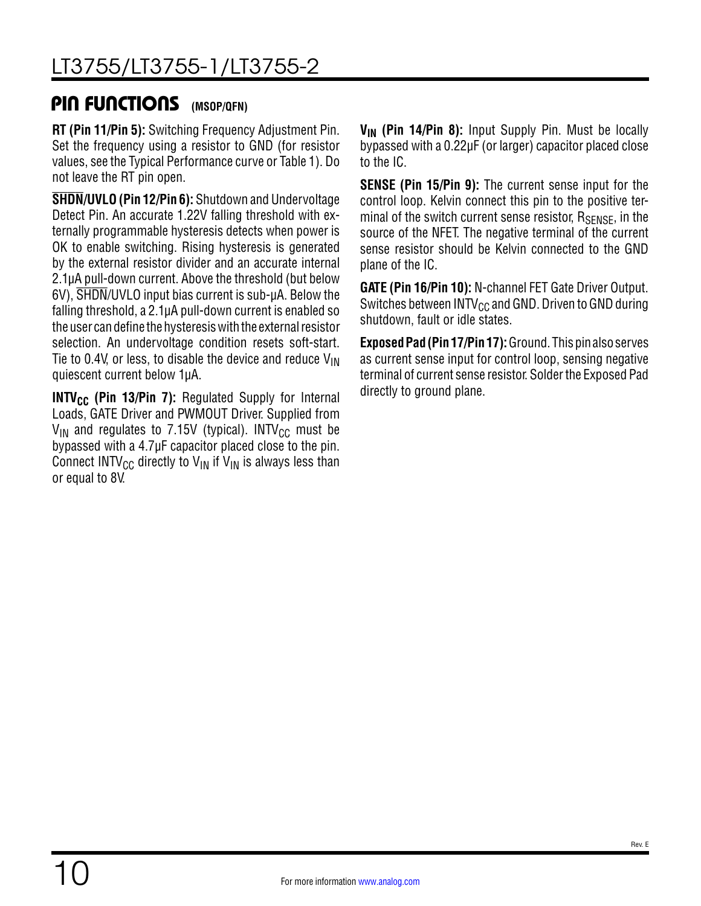## PIN FUNCTIONS (MSOP/QFN)

**RT (Pin 11/Pin 5):** Switching Frequency Adjustment Pin. Set the frequency using a resistor to GND (for resistor values, see the Typical Performance curve or Table 1). Do not leave the RT pin open.

**$\overline{SHDN}$/UVLO (Pin 12/Pin 6):** Shutdown and Undervoltage Detect Pin. An accurate 1.22V falling threshold with externally programmable hysteresis detects when power is OK to enable switching. Rising hysteresis is generated by the external resistor divider and an accurate internal 2.1µA pull-down current. Above the threshold (but below 6V), $\overline{SHDN}$/UVLO input bias current is sub-µA. Below the falling threshold, a 2.1µA pull-down current is enabled so the user can define the hysteresis with the external resistor selection. An undervoltage condition resets soft-start. Tie to 0.4V, or less, to disable the device and reduce $V_{IN}$ quiescent current below 1µA.

**$INTV_{CC}$ (Pin 13/Pin 7):** Regulated Supply for Internal Loads, GATE Driver and PWMOUT Driver. Supplied from $V_{IN}$ and regulates to 7.15V (typical). $INTV_{CC}$ must be bypassed with a 4.7µF capacitor placed close to the pin. Connect $INTV_{CC}$ directly to $V_{IN}$ if $V_{IN}$ is always less than or equal to 8V.

**$V_{IN}$ (Pin 14/Pin 8):** Input Supply Pin. Must be locally bypassed with a 0.22µF (or larger) capacitor placed close to the IC.

**SENSE (Pin 15/Pin 9):** The current sense input for the control loop. Kelvin connect this pin to the positive terminal of the switch current sense resistor, $R_{SENSE}$, in the source of the NFET. The negative terminal of the current sense resistor should be Kelvin connected to the GND plane of the IC.

**GATE (Pin 16/Pin 10):** N-channel FET Gate Driver Output. Switches between $INTV_{CC}$ and GND. Driven to GND during shutdown, fault or idle states.

**Exposed Pad (Pin 17/Pin 17):** Ground. This pin also serves as current sense input for control loop, sensing negative terminal of current sense resistor. Solder the Exposed Pad directly to ground plane.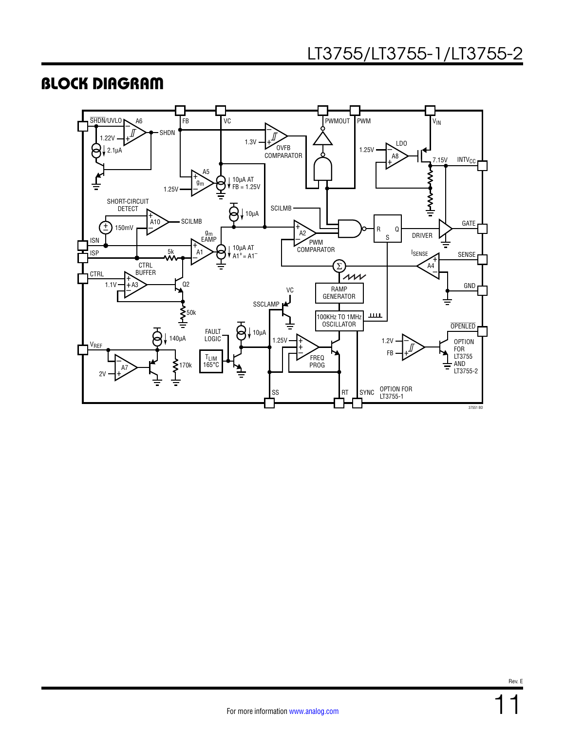# BLOCK DIAGRAM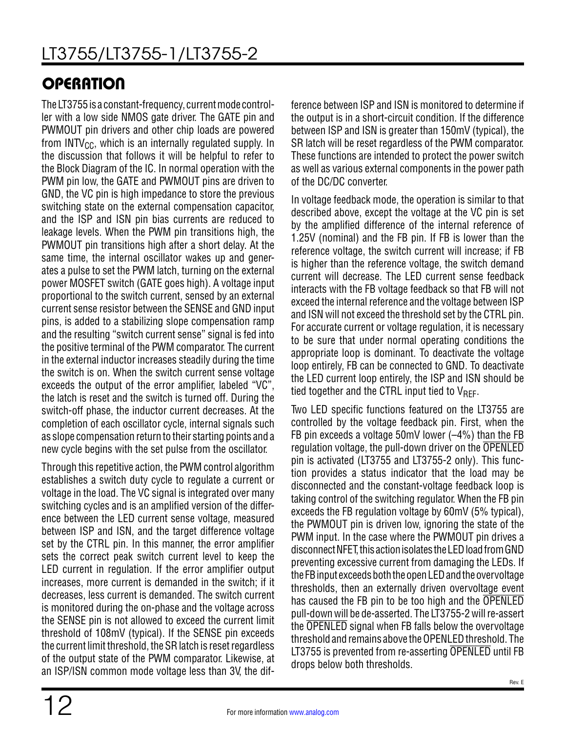## OPERATION

The LT3755 is a constant-frequency, current mode controller with a low side NMOS gate driver. The GATE pin and PWMOUT pin drivers and other chip loads are powered from $INTV_{CC}$, which is an internally regulated supply. In the discussion that follows it will be helpful to refer to the Block Diagram of the IC. In normal operation with the PWM pin low, the GATE and PWMOUT pins are driven to GND, the VC pin is high impedance to store the previous switching state on the external compensation capacitor, and the ISP and ISN pin bias currents are reduced to leakage levels. When the PWM pin transitions high, the PWMOUT pin transitions high after a short delay. At the same time, the internal oscillator wakes up and generates a pulse to set the PWM latch, turning on the external power MOSFET switch (GATE goes high). A voltage input proportional to the switch current, sensed by an external current sense resistor between the SENSE and GND input pins, is added to a stabilizing slope compensation ramp and the resulting "switch current sense" signal is fed into the positive terminal of the PWM comparator. The current in the external inductor increases steadily during the time the switch is on. When the switch current sense voltage exceeds the output of the error amplifier, labeled "VC", the latch is reset and the switch is turned off. During the switch-off phase, the inductor current decreases. At the completion of each oscillator cycle, internal signals such as slope compensation return to their starting points and a new cycle begins with the set pulse from the oscillator.

Through this repetitive action, the PWM control algorithm establishes a switch duty cycle to regulate a current or voltage in the load. The VC signal is integrated over many switching cycles and is an amplified version of the difference between the LED current sense voltage, measured between ISP and ISN, and the target difference voltage set by the CTRL pin. In this manner, the error amplifier sets the correct peak switch current level to keep the LED current in regulation. If the error amplifier output increases, more current is demanded in the switch; if it decreases, less current is demanded. The switch current is monitored during the on-phase and the voltage across the SENSE pin is not allowed to exceed the current limit threshold of 108mV (typical). If the SENSE pin exceeds the current limit threshold, the SR latch is reset regardless of the output state of the PWM comparator. Likewise, at an ISP/ISN common mode voltage less than 3V, the difference between ISP and ISN is monitored to determine if the output is in a short-circuit condition. If the difference between ISP and ISN is greater than 150mV (typical), the SR latch will be reset regardless of the PWM comparator. These functions are intended to protect the power switch as well as various external components in the power path of the DC/DC converter.

In voltage feedback mode, the operation is similar to that described above, except the voltage at the VC pin is set by the amplified difference of the internal reference of 1.25V (nominal) and the FB pin. If FB is lower than the reference voltage, the switch current will increase; if FB is higher than the reference voltage, the switch demand current will decrease. The LED current sense feedback interacts with the FB voltage feedback so that FB will not exceed the internal reference and the voltage between ISP and ISN will not exceed the threshold set by the CTRL pin. For accurate current or voltage regulation, it is necessary to be sure that under normal operating conditions the appropriate loop is dominant. To deactivate the voltage loop entirely, FB can be connected to GND. To deactivate the LED current loop entirely, the ISP and ISN should be tied together and the CTRL input tied to $V_{REF}$.

Two LED specific functions featured on the LT3755 are controlled by the voltage feedback pin. First, when the FB pin exceeds a voltage 50mV lower (–4%) than the FB regulation voltage, the pull-down driver on the $\overline{\text{OPENLED}}$ pin is activated (LT3755 and LT3755-2 only). This function provides a status indicator that the load may be disconnected and the constant-voltage feedback loop is taking control of the switching regulator. When the FB pin exceeds the FB regulation voltage by 60mV (5% typical), the PWMOUT pin is driven low, ignoring the state of the PWM input. In the case where the PWMOUT pin drives a disconnect NFET, this action isolates the LED load from GND preventing excessive current from damaging the LEDs. If the FB input exceeds both the open LED and the overvoltage thresholds, then an externally driven overvoltage event has caused the FB pin to be too high and the $\overline{\text{OPENLED}}$ pull-down will be de-asserted. The LT3755-2 will re-assert the $\overline{\text{OPENLED}}$ signal when FB falls below the overvoltage threshold and remains above the OPENLED threshold. The LT3755 is prevented from re-asserting $\overline{\text{OPENLED}}$ until FB drops below both thresholds.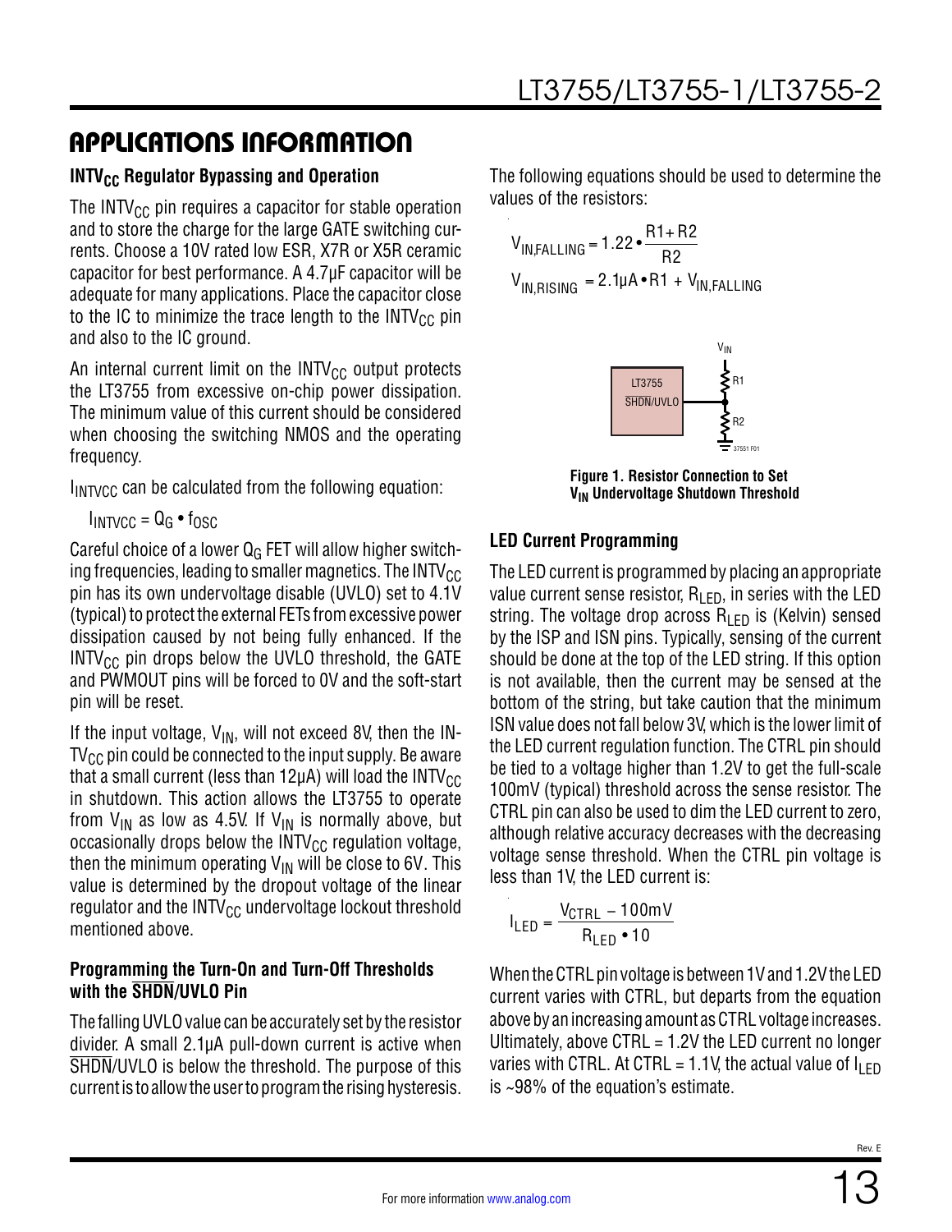## APPLICATIONS INFORMATION

### $INTV_{CC}$ Regulator Bypassing and Operation

The $INTV_{CC}$ pin requires a capacitor for stable operation and to store the charge for the large GATE switching currents. Choose a 10V rated low ESR, X7R or X5R ceramic capacitor for best performance. A 4.7µF capacitor will be adequate for many applications. Place the capacitor close to the IC to minimize the trace length to the $INTV_{CC}$ pin and also to the IC ground.

An internal current limit on the $INTV_{CC}$ output protects the LT3755 from excessive on-chip power dissipation. The minimum value of this current should be considered when choosing the switching NMOS and the operating frequency.

$I_{INTVCC}$ can be calculated from the following equation:

$$I_{INTVCC} = Q_G \cdot f_{OSC}$$

Careful choice of a lower $Q_G$ FET will allow higher switching frequencies, leading to smaller magnetics. The $INTV_{CC}$ pin has its own undervoltage disable (UVLO) set to 4.1V (typical) to protect the external FETs from excessive power dissipation caused by not being fully enhanced. If the $INTV_{CC}$ pin drops below the UVLO threshold, the GATE and PWMOUT pins will be forced to 0V and the soft-start pin will be reset.

If the input voltage, $V_{IN}$, will not exceed 8V, then the $INTV_{CC}$ pin could be connected to the input supply. Be aware that a small current (less than 12µA) will load the $INTV_{CC}$ in shutdown. This action allows the LT3755 to operate from $V_{IN}$ as low as 4.5V. If $V_{IN}$ is normally above, but occasionally drops below the $INTV_{CC}$ regulation voltage, then the minimum operating $V_{IN}$ will be close to 6V. This value is determined by the dropout voltage of the linear regulator and the $INTV_{CC}$ undervoltage lockout threshold mentioned above.

### Programming the Turn-On and Turn-Off Thresholds with the $\overline{SHDN}$/UVLO Pin

The falling UVLO value can be accurately set by the resistor divider. A small 2.1µA pull-down current is active when $\overline{SHDN}$/UVLO is below the threshold. The purpose of this current is to allow the user to program the rising hysteresis. The following equations should be used to determine the values of the resistors:

$$V_{IN,FALLING} = 1.22 \cdot \frac{R1 + R2}{R2}$$

$$V_{IN,RISING} = 2.1\mu A \cdot R1 + V_{IN,FALLING}$$

**Figure 1. Resistor Connection to Set $V_{IN}$ Undervoltage Shutdown Threshold**

### LED Current Programming

The LED current is programmed by placing an appropriate value current sense resistor, $R_{LED}$, in series with the LED string. The voltage drop across $R_{LED}$ is (Kelvin) sensed by the ISP and ISN pins. Typically, sensing of the current should be done at the top of the LED string. If this option is not available, then the current may be sensed at the bottom of the string, but take caution that the minimum ISN value does not fall below 3V, which is the lower limit of the LED current regulation function. The CTRL pin should be tied to a voltage higher than 1.2V to get the full-scale 100mV (typical) threshold across the sense resistor. The CTRL pin can also be used to dim the LED current to zero, although relative accuracy decreases with the decreasing voltage sense threshold. When the CTRL pin voltage is less than 1V, the LED current is:

$$I_{LED} = \frac{V_{CTRL} - 100mV}{R_{LED} \cdot 10}$$

When the CTRL pin voltage is between 1V and 1.2V the LED current varies with CTRL, but departs from the equation above by an increasing amount as CTRL voltage increases. Ultimately, above CTRL = 1.2V the LED current no longer varies with CTRL. At CTRL = 1.1V, the actual value of $I_{LED}$ is ~98% of the equation's estimate.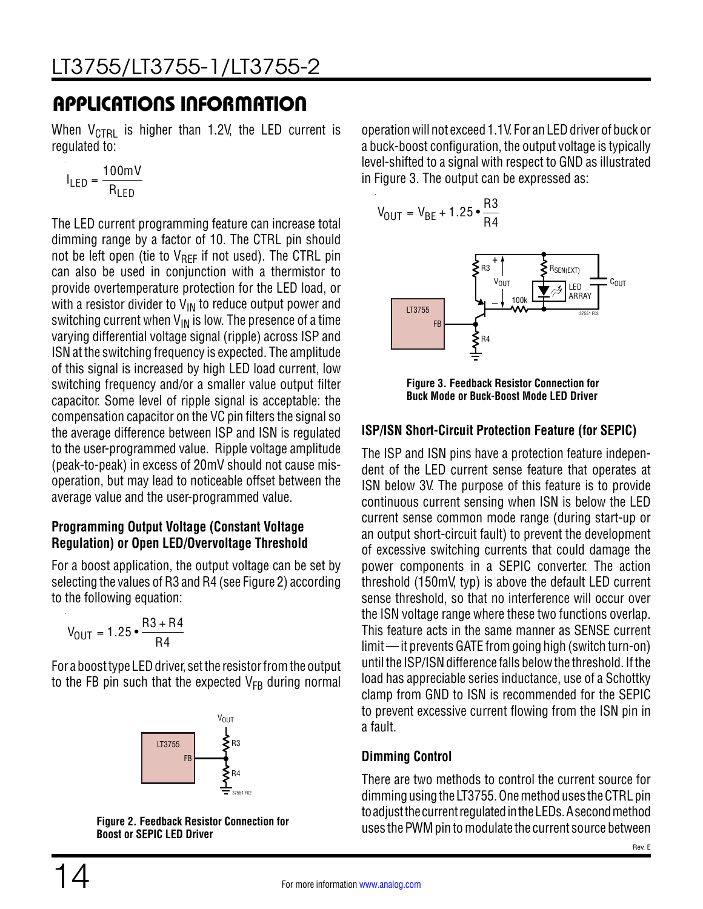## APPLICATIONS INFORMATION

When $V_{CTRL}$ is higher than 1.2V, the LED current is regulated to:

$$I_{LED} = \frac{100mV}{R_{LED}}$$

The LED current programming feature can increase total dimming range by a factor of 10. The CTRL pin should not be left open (tie to $V_{REF}$ if not used). The CTRL pin can also be used in conjunction with a thermistor to provide overtemperature protection for the LED load, or with a resistor divider to $V_{IN}$ to reduce output power and switching current when $V_{IN}$ is low. The presence of a time varying differential voltage signal (ripple) across ISP and ISN at the switching frequency is expected. The amplitude of this signal is increased by high LED load current, low switching frequency and/or a smaller value output filter capacitor. Some level of ripple signal is acceptable: the compensation capacitor on the VC pin filters the signal so the average difference between ISP and ISN is regulated to the user-programmed value. Ripple voltage amplitude (peak-to-peak) in excess of 20mV should not cause misoperation, but may lead to noticeable offset between the average value and the user-programmed value.

### Programming Output Voltage (Constant Voltage Regulation) or Open LED/Overvoltage Threshold

For a boost application, the output voltage can be set by selecting the values of R3 and R4 (see Figure 2) according to the following equation:

$$V_{OUT} = 1.25 \bullet \frac{R3 + R4}{R4}$$

For a boost type LED driver, set the resistor from the output to the FB pin such that the expected $V_{FB}$ during normal operation will not exceed 1.1V. For an LED driver of buck or a buck-boost configuration, the output voltage is typically level-shifted to a signal with respect to GND as illustrated in Figure 3. The output can be expressed as:

$$V_{OUT} = V_{BE} + 1.25 \bullet \frac{R3}{R4}$$

**Figure 2. Feedback Resistor Connection for Boost or SEPIC LED Driver**

**Figure 3. Feedback Resistor Connection for Buck Mode or Buck-Boost Mode LED Driver**

### ISP/ISN Short-Circuit Protection Feature (for SEPIC)

The ISP and ISN pins have a protection feature independent of the LED current sense feature that operates at ISN below 3V. The purpose of this feature is to provide continuous current sensing when ISN is below the LED current sense common mode range (during start-up or an output short-circuit fault) to prevent the development of excessive switching currents that could damage the power components in a SEPIC converter. The action threshold (150mV, typ) is above the default LED current sense threshold, so that no interference will occur over the ISN voltage range where these two functions overlap. This feature acts in the same manner as SENSE current limit—it prevents GATE from going high (switch turn-on) until the ISP/ISN difference falls below the threshold. If the load has appreciable series inductance, use of a Schottky clamp from GND to ISN is recommended for the SEPIC to prevent excessive current flowing from the ISN pin in a fault.

### Dimming Control

There are two methods to control the current source for dimming using the LT3755. One method uses the CTRL pin to adjust the current regulated in the LEDs. A second method uses the PWM pin to modulate the current source between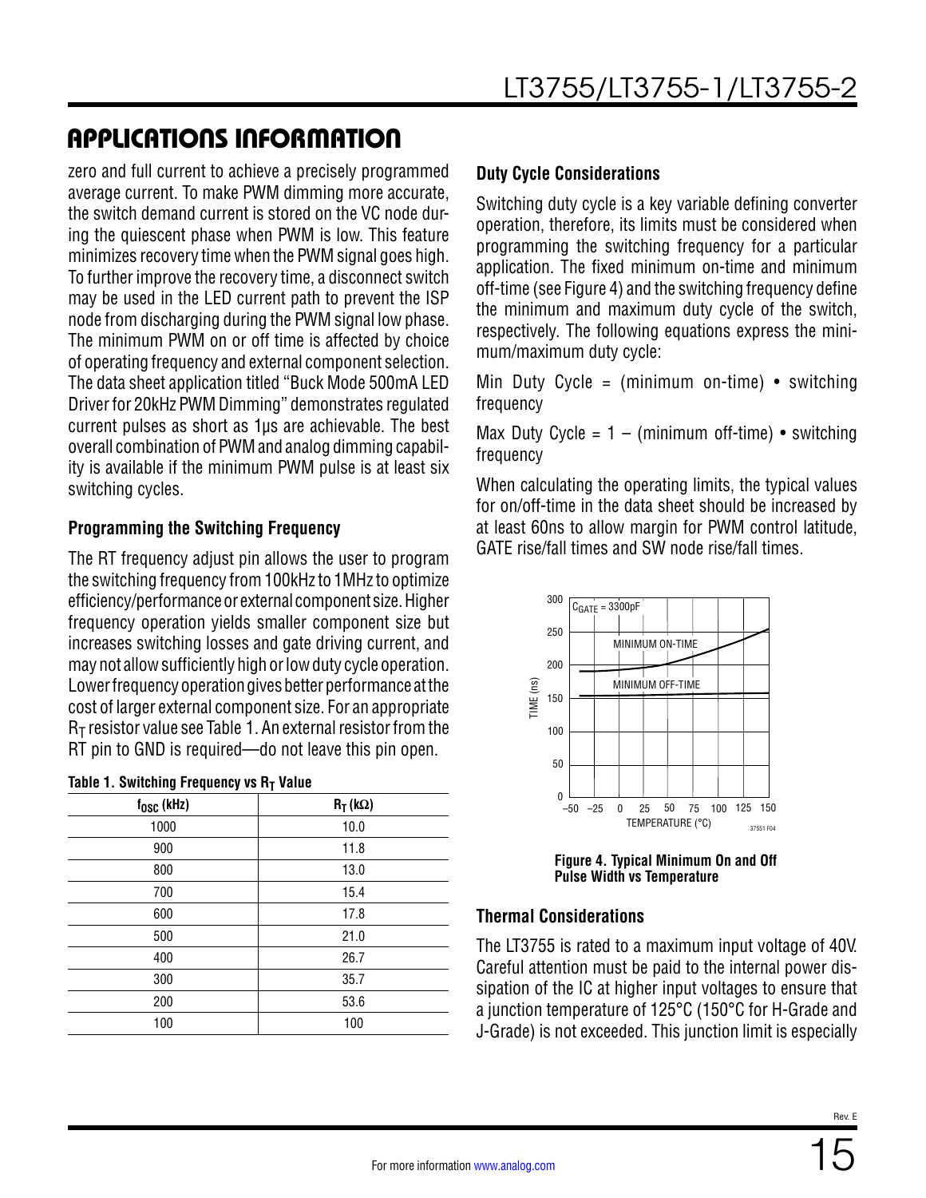## APPLICATIONS INFORMATION

zero and full current to achieve a precisely programmed average current. To make PWM dimming more accurate, the switch demand current is stored on the VC node during the quiescent phase when PWM is low. This feature minimizes recovery time when the PWM signal goes high. To further improve the recovery time, a disconnect switch may be used in the LED current path to prevent the ISP node from discharging during the PWM signal low phase. The minimum PWM on or off time is affected by choice of operating frequency and external component selection. The data sheet application titled "Buck Mode 500mA LED Driver for 20kHz PWM Dimming" demonstrates regulated current pulses as short as 1μs are achievable. The best overall combination of PWM and analog dimming capability is available if the minimum PWM pulse is at least six switching cycles.

### Programming the Switching Frequency

The RT frequency adjust pin allows the user to program the switching frequency from 100kHz to 1MHz to optimize efficiency/performance or external component size. Higher frequency operation yields smaller component size but increases switching losses and gate driving current, and may not allow sufficiently high or low duty cycle operation. Lower frequency operation gives better performance at the cost of larger external component size. For an appropriate $R_T$ resistor value see Table 1. An external resistor from the RT pin to GND is required—do not leave this pin open.

**Table 1. Switching Frequency vs $R_T$ Value**

| $f_{OSC}$ (kHz) | $R_T$ (kΩ) |
|---|---|
| 1000 | 10.0 |
| 900 | 11.8 |
| 800 | 13.0 |
| 700 | 15.4 |
| 600 | 17.8 |
| 500 | 21.0 |
| 400 | 26.7 |
| 300 | 35.7 |
| 200 | 53.6 |
| 100 | 100 |

### Duty Cycle Considerations

Switching duty cycle is a key variable defining converter operation, therefore, its limits must be considered when programming the switching frequency for a particular application. The fixed minimum on-time and minimum off-time (see Figure 4) and the switching frequency define the minimum and maximum duty cycle of the switch, respectively. The following equations express the minimum/maximum duty cycle:

Min Duty Cycle = (minimum on-time) • switching frequency

Max Duty Cycle = 1 – (minimum off-time) • switching frequency

When calculating the operating limits, the typical values for on/off-time in the data sheet should be increased by at least 60ns to allow margin for PWM control latitude, GATE rise/fall times and SW node rise/fall times.

**Figure 4. Typical Minimum On and Off Pulse Width vs Temperature**

### Thermal Considerations

The LT3755 is rated to a maximum input voltage of 40V. Careful attention must be paid to the internal power dissipation of the IC at higher input voltages to ensure that a junction temperature of 125°C (150°C for H-Grade and J-Grade) is not exceeded. This junction limit is especially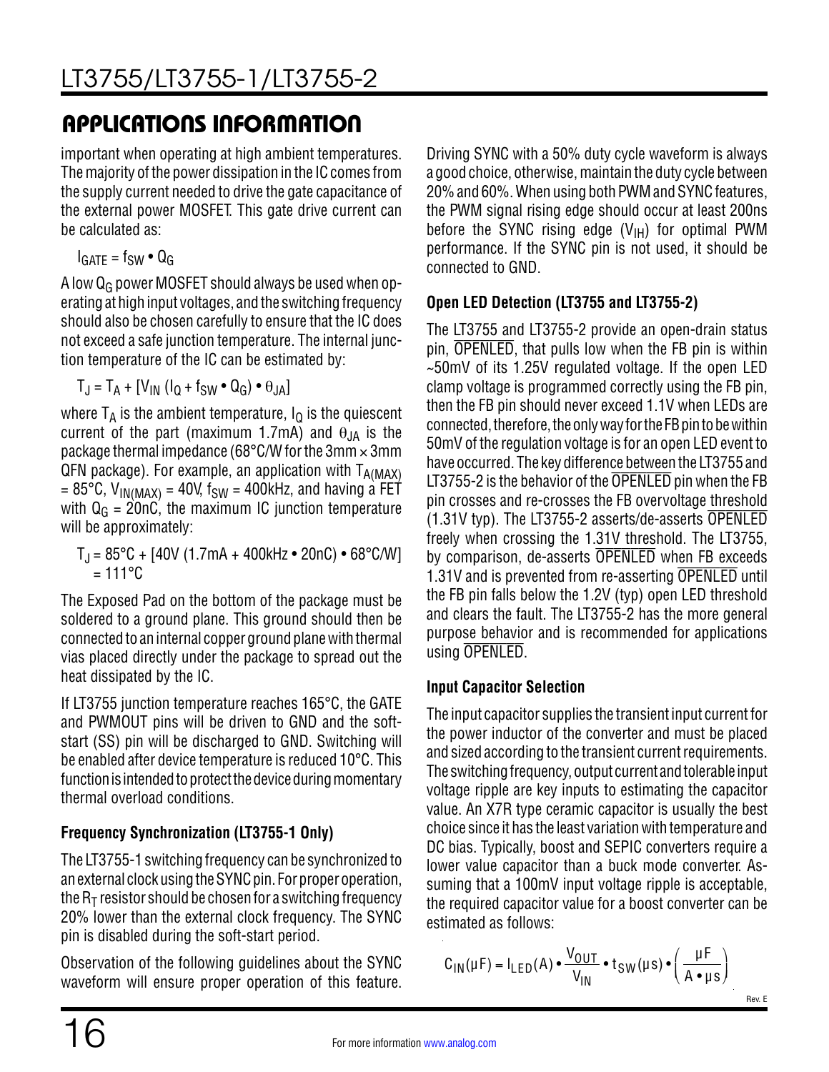## APPLICATIONS INFORMATION

important when operating at high ambient temperatures. The majority of the power dissipation in the IC comes from the supply current needed to drive the gate capacitance of the external power MOSFET. This gate drive current can be calculated as:

$$I_{GATE} = f_{SW} \bullet Q_G$$

A low $Q_G$ power MOSFET should always be used when operating at high input voltages, and the switching frequency should also be chosen carefully to ensure that the IC does not exceed a safe junction temperature. The internal junction temperature of the IC can be estimated by:

$$T_J = T_A + [V_{IN} (I_Q + f_{SW} \bullet Q_G) \bullet \theta_{JA}]$$

where $T_A$ is the ambient temperature, $I_Q$ is the quiescent current of the part (maximum 1.7mA) and $\theta_{JA}$ is the package thermal impedance (68°C/W for the 3mm × 3mm QFN package). For example, an application with $T_{A(MAX)}$ = 85°C, $V_{IN(MAX)}$ = 40V, $f_{SW}$ = 400kHz, and having a FET with $Q_G$ = 20nC, the maximum IC junction temperature will be approximately:

$$T_J = 85°C + [40V (1.7mA + 400kHz \bullet 20nC) \bullet 68°C/W] = 111°C$$

The Exposed Pad on the bottom of the package must be soldered to a ground plane. This ground should then be connected to an internal copper ground plane with thermal vias placed directly under the package to spread out the heat dissipated by the IC.

If LT3755 junction temperature reaches 165°C, the GATE and PWMOUT pins will be driven to GND and the soft-start (SS) pin will be discharged to GND. Switching will be enabled after device temperature is reduced 10°C. This function is intended to protect the device during momentary thermal overload conditions.

### Frequency Synchronization (LT3755-1 Only)

The LT3755-1 switching frequency can be synchronized to an external clock using the SYNC pin. For proper operation, the $R_T$ resistor should be chosen for a switching frequency 20% lower than the external clock frequency. The SYNC pin is disabled during the soft-start period.

Observation of the following guidelines about the SYNC waveform will ensure proper operation of this feature. Driving SYNC with a 50% duty cycle waveform is always a good choice, otherwise, maintain the duty cycle between 20% and 60%. When using both PWM and SYNC features, the PWM signal rising edge should occur at least 200ns before the SYNC rising edge ($V_{IH}$) for optimal PWM performance. If the SYNC pin is not used, it should be connected to GND.

### Open LED Detection (LT3755 and LT3755-2)

The LT3755 and LT3755-2 provide an open-drain status pin, $\overline{OPENLED}$, that pulls low when the FB pin is within ~50mV of its 1.25V regulated voltage. If the open LED clamp voltage is programmed correctly using the FB pin, then the FB pin should never exceed 1.1V when LEDs are connected, therefore, the only way for the FB pin to be within 50mV of the regulation voltage is for an open LED event to have occurred. The key difference between the LT3755 and LT3755-2 is the behavior of the $\overline{OPENLED}$ pin when the FB pin crosses and re-crosses the FB overvoltage threshold (1.31V typ). The LT3755-2 asserts/de-asserts $\overline{OPENLED}$ freely when crossing the 1.31V threshold. The LT3755, by comparison, de-asserts $\overline{OPENLED}$ when FB exceeds 1.31V and is prevented from re-asserting $\overline{OPENLED}$ until the FB pin falls below the 1.2V (typ) open LED threshold and clears the fault. The LT3755-2 has the more general purpose behavior and is recommended for applications using $\overline{OPENLED}$.

### Input Capacitor Selection

The input capacitor supplies the transient input current for the power inductor of the converter and must be placed and sized according to the transient current requirements. The switching frequency, output current and tolerable input voltage ripple are key inputs to estimating the capacitor value. An X7R type ceramic capacitor is usually the best choice since it has the least variation with temperature and DC bias. Typically, boost and SEPIC converters require a lower value capacitor than a buck mode converter. Assuming that a 100mV input voltage ripple is acceptable, the required capacitor value for a boost converter can be estimated as follows:

$$C_{IN}(\mu F) = I_{LED}(A) \bullet \frac{V_{OUT}}{V_{IN}} \bullet t_{SW}(\mu s) \bullet \left( \frac{\mu F}{A \bullet \mu s} \right)$$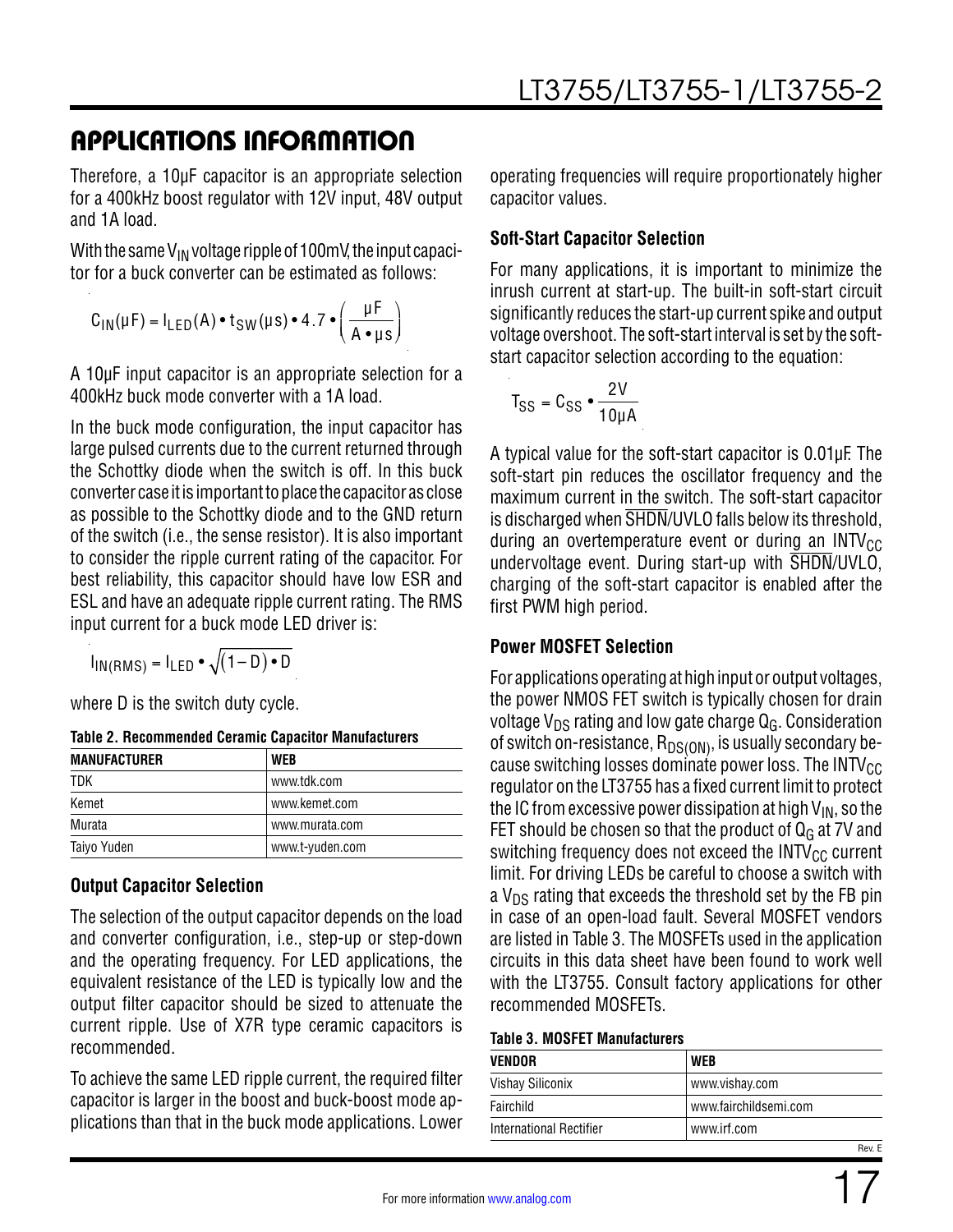## APPLICATIONS INFORMATION

Therefore, a 10µF capacitor is an appropriate selection for a 400kHz boost regulator with 12V input, 48V output and 1A load.

With the same $V_{IN}$ voltage ripple of 100mV, the input capacitor for a buck converter can be estimated as follows:

$$C_{IN}(\mu F) = I_{LED}(A) \bullet t_{SW}(\mu s) \bullet 4.7 \bullet \left(\frac{\mu F}{A \bullet \mu s}\right)$$

A 10µF input capacitor is an appropriate selection for a 400kHz buck mode converter with a 1A load.

In the buck mode configuration, the input capacitor has large pulsed currents due to the current returned through the Schottky diode when the switch is off. In this buck converter case it is important to place the capacitor as close as possible to the Schottky diode and to the GND return of the switch (i.e., the sense resistor). It is also important to consider the ripple current rating of the capacitor. For best reliability, this capacitor should have low ESR and ESL and have an adequate ripple current rating. The RMS input current for a buck mode LED driver is:

$$I_{IN(RMS)} = I_{LED} \bullet \sqrt{(1-D) \bullet D}$$

where D is the switch duty cycle.

**Table 2. Recommended Ceramic Capacitor Manufacturers**

| MANUFACTURER | WEB |
|---|---|
| TDK | www.tdk.com |
| Kemet | www.kemet.com |
| Murata | www.murata.com |
| Taiyo Yuden | www.t-yuden.com |

### Output Capacitor Selection

The selection of the output capacitor depends on the load and converter configuration, i.e., step-up or step-down and the operating frequency. For LED applications, the equivalent resistance of the LED is typically low and the output filter capacitor should be sized to attenuate the current ripple. Use of X7R type ceramic capacitors is recommended.

To achieve the same LED ripple current, the required filter capacitor is larger in the boost and buck-boost mode applications than that in the buck mode applications. Lower operating frequencies will require proportionately higher capacitor values.

### Soft-Start Capacitor Selection

For many applications, it is important to minimize the inrush current at start-up. The built-in soft-start circuit significantly reduces the start-up current spike and output voltage overshoot. The soft-start interval is set by the soft-start capacitor selection according to the equation:

$$T_{SS} = C_{SS} \bullet \frac{2V}{10\mu A}$$

A typical value for the soft-start capacitor is 0.01µF. The soft-start pin reduces the oscillator frequency and the maximum current in the switch. The soft-start capacitor is discharged when $\overline{SHDN}$/UVLO falls below its threshold, during an overtemperature event or during an $INTV_{CC}$ undervoltage event. During start-up with $\overline{SHDN}$/UVLO, charging of the soft-start capacitor is enabled after the first PWM high period.

### Power MOSFET Selection

For applications operating at high input or output voltages, the power NMOS FET switch is typically chosen for drain voltage $V_{DS}$ rating and low gate charge $Q_G$. Consideration of switch on-resistance, $R_{DS(ON)}$, is usually secondary because switching losses dominate power loss. The $INTV_{CC}$ regulator on the LT3755 has a fixed current limit to protect the IC from excessive power dissipation at high $V_{IN}$, so the FET should be chosen so that the product of $Q_G$ at 7V and switching frequency does not exceed the $INTV_{CC}$ current limit. For driving LEDs be careful to choose a switch with a $V_{DS}$ rating that exceeds the threshold set by the FB pin in case of an open-load fault. Several MOSFET vendors are listed in Table 3. The MOSFETs used in the application circuits in this data sheet have been found to work well with the LT3755. Consult factory applications for other recommended MOSFETs.

**Table 3. MOSFET Manufacturers**

| VENDOR | WEB |
|---|---|
| Vishay Siliconix | www.vishay.com |
| Fairchild | www.fairchildsemi.com |
| International Rectifier | www.irf.com |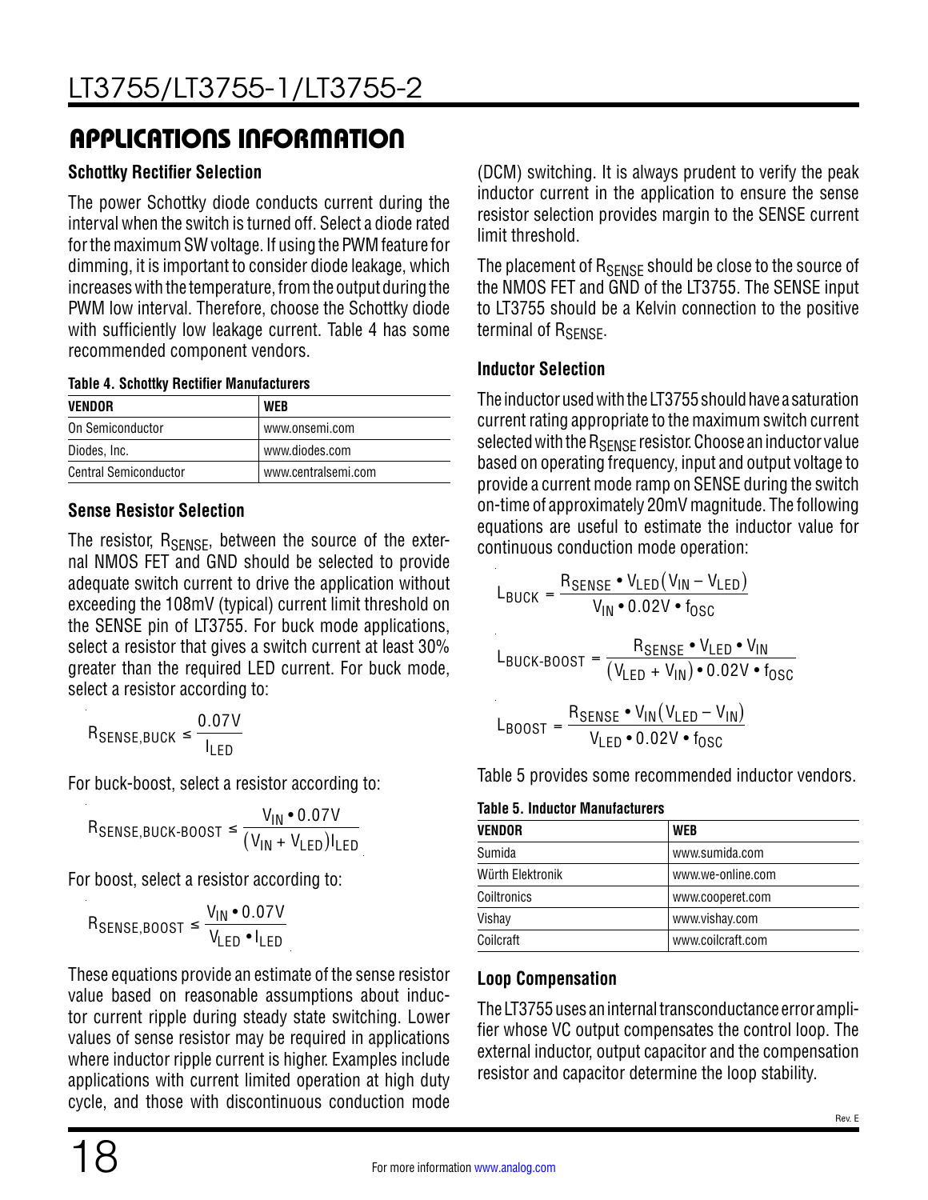## APPLICATIONS INFORMATION

### Schottky Rectifier Selection

The power Schottky diode conducts current during the interval when the switch is turned off. Select a diode rated for the maximum SW voltage. If using the PWM feature for dimming, it is important to consider diode leakage, which increases with the temperature, from the output during the PWM low interval. Therefore, choose the Schottky diode with sufficiently low leakage current. Table 4 has some recommended component vendors.

**Table 4. Schottky Rectifier Manufacturers**

| VENDOR | WEB |
|---|---|
| On Semiconductor | www.onsemi.com |
| Diodes, Inc. | www.diodes.com |
| Central Semiconductor | www.centralsemi.com |

### Sense Resistor Selection

The resistor, $R_{SENSE}$, between the source of the external NMOS FET and GND should be selected to provide adequate switch current to drive the application without exceeding the 108mV (typical) current limit threshold on the SENSE pin of LT3755. For buck mode applications, select a resistor that gives a switch current at least 30% greater than the required LED current. For buck mode, select a resistor according to:

$$R_{SENSE,BUCK} \le \frac{0.07V}{I_{LED}}$$

For buck-boost, select a resistor according to:

$$R_{SENSE,BUCK\text{-}BOOST} \le \frac{V_{IN} \bullet 0.07V}{(V_{IN} + V_{LED})I_{LED}}$$

For boost, select a resistor according to:

$$R_{SENSE,BOOST} \le \frac{V_{IN} \bullet 0.07V}{V_{LED} \bullet I_{LED}}$$

These equations provide an estimate of the sense resistor value based on reasonable assumptions about inductor current ripple during steady state switching. Lower values of sense resistor may be required in applications where inductor ripple current is higher. Examples include applications with current limited operation at high duty cycle, and those with discontinuous conduction mode (DCM) switching. It is always prudent to verify the peak inductor current in the application to ensure the sense resistor selection provides margin to the SENSE current limit threshold.

The placement of $R_{SENSE}$ should be close to the source of the NMOS FET and GND of the LT3755. The SENSE input to LT3755 should be a Kelvin connection to the positive terminal of $R_{SENSE}$.

### Inductor Selection

The inductor used with the LT3755 should have a saturation current rating appropriate to the maximum switch current selected with the $R_{SENSE}$ resistor. Choose an inductor value based on operating frequency, input and output voltage to provide a current mode ramp on SENSE during the switch on-time of approximately 20mV magnitude. The following equations are useful to estimate the inductor value for continuous conduction mode operation:

$$L_{BUCK} = \frac{R_{SENSE} \bullet V_{LED}(V_{IN} - V_{LED})}{V_{IN} \bullet 0.02V \bullet f_{OSC}}$$

$$L_{BUCK\text{-}BOOST} = \frac{R_{SENSE} \bullet V_{LED} \bullet V_{IN}}{(V_{LED} + V_{IN}) \bullet 0.02V \bullet f_{OSC}}$$

$$L_{BOOST} = \frac{R_{SENSE} \bullet V_{IN}(V_{LED} - V_{IN})}{V_{LED} \bullet 0.02V \bullet f_{OSC}}$$

Table 5 provides some recommended inductor vendors.

**Table 5. Inductor Manufacturers**

| VENDOR | WEB |
|---|---|
| Sumida | www.sumida.com |
| Würth Elektronik | www.we-online.com |
| Coiltronics | www.cooperet.com |
| Vishay | www.vishay.com |
| Coilcraft | www.coilcraft.com |

### Loop Compensation

The LT3755 uses an internal transconductance error amplifier whose VC output compensates the control loop. The external inductor, output capacitor and the compensation resistor and capacitor determine the loop stability.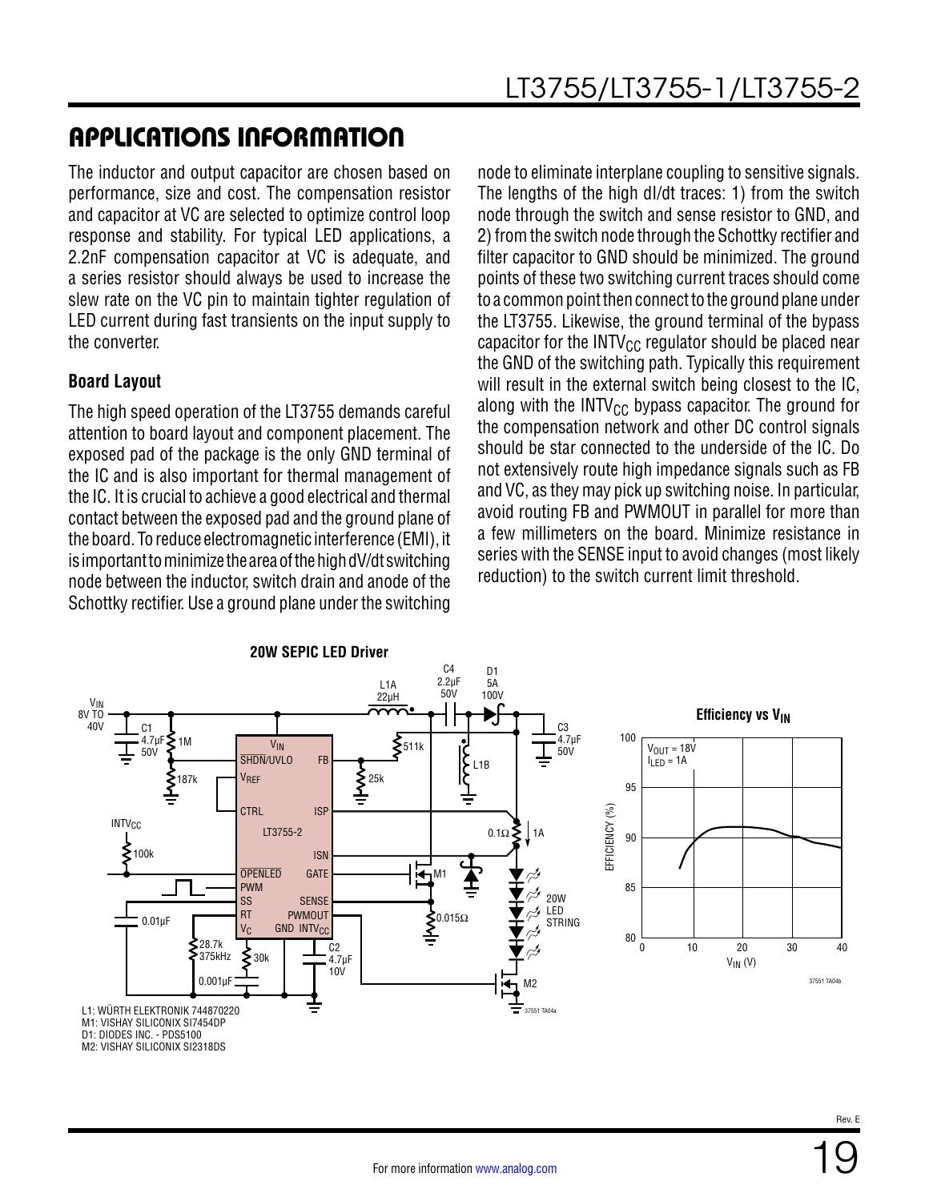## APPLICATIONS INFORMATION

The inductor and output capacitor are chosen based on performance, size and cost. The compensation resistor and capacitor at VC are selected to optimize control loop response and stability. For typical LED applications, a 2.2nF compensation capacitor at VC is adequate, and a series resistor should always be used to increase the slew rate on the VC pin to maintain tighter regulation of LED current during fast transients on the input supply to the converter.

### Board Layout

The high speed operation of the LT3755 demands careful attention to board layout and component placement. The exposed pad of the package is the only GND terminal of the IC and is also important for thermal management of the IC. It is crucial to achieve a good electrical and thermal contact between the exposed pad and the ground plane of the board. To reduce electromagnetic interference (EMI), it is important to minimize the area of the high dV/dt switching node between the inductor, switch drain and anode of the Schottky rectifier. Use a ground plane under the switching node to eliminate interplane coupling to sensitive signals. The lengths of the high dI/dt traces: 1) from the switch node through the switch and sense resistor to GND, and 2) from the switch node through the Schottky rectifier and filter capacitor to GND should be minimized. The ground points of these two switching current traces should come to a common point then connect to the ground plane under the LT3755. Likewise, the ground terminal of the bypass capacitor for the $INTV_{CC}$ regulator should be placed near the GND of the switching path. Typically this requirement will result in the external switch being closest to the IC, along with the $INTV_{CC}$ bypass capacitor. The ground for the compensation network and other DC control signals should be star connected to the underside of the IC. Do not extensively route high impedance signals such as FB and VC, as they may pick up switching noise. In particular, avoid routing FB and PWMOUT in parallel for more than a few millimeters on the board. Minimize resistance in series with the SENSE input to avoid changes (most likely reduction) to the switch current limit threshold.

**20W SEPIC LED Driver**

L1: WÜRTH ELEKTRONIK 744870220
M1: VISHAY SILICONIX SI7454DP
D1: DIODES INC. - PDS5100
M2: VISHAY SILICONIX SI2318DS

**Efficiency vs $V_{IN}$**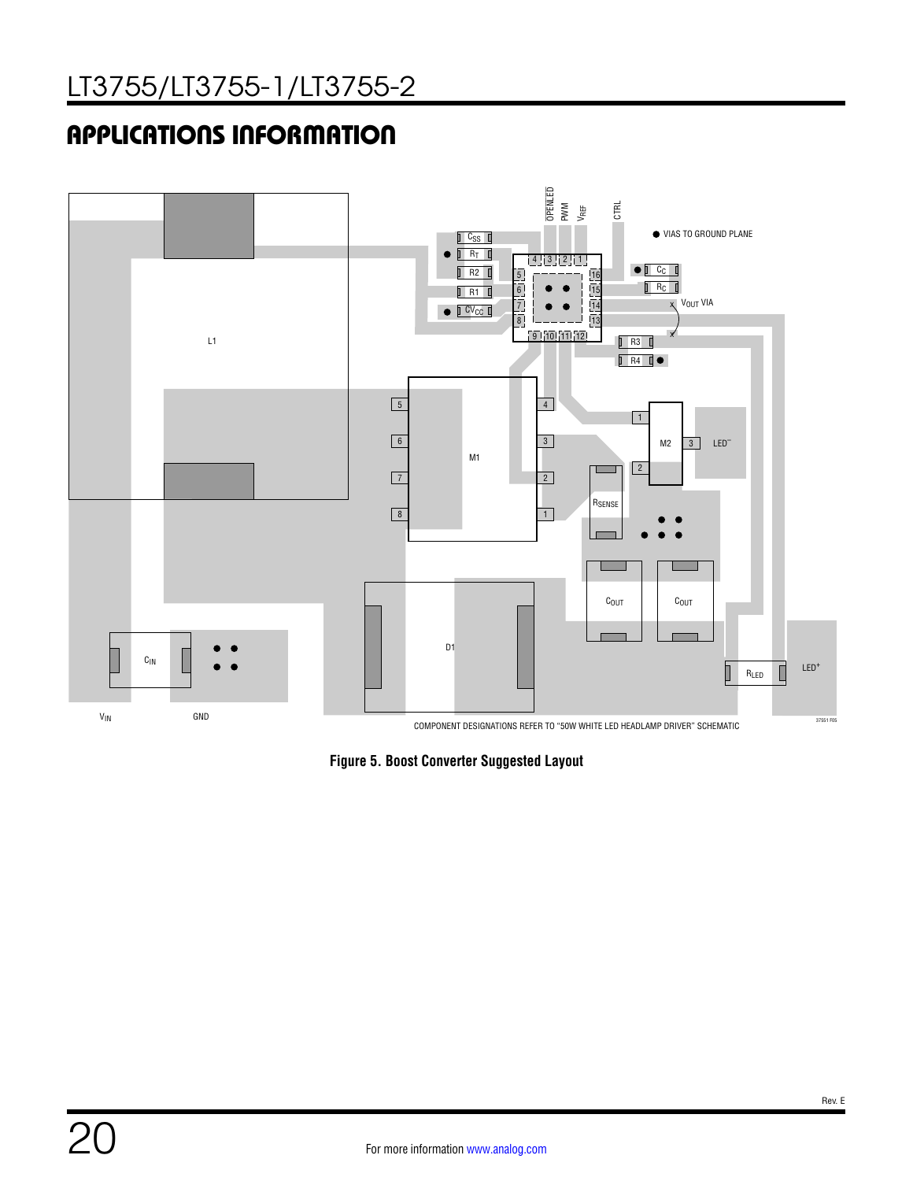## APPLICATIONS INFORMATION

Figure 5. Boost Converter Suggested Layout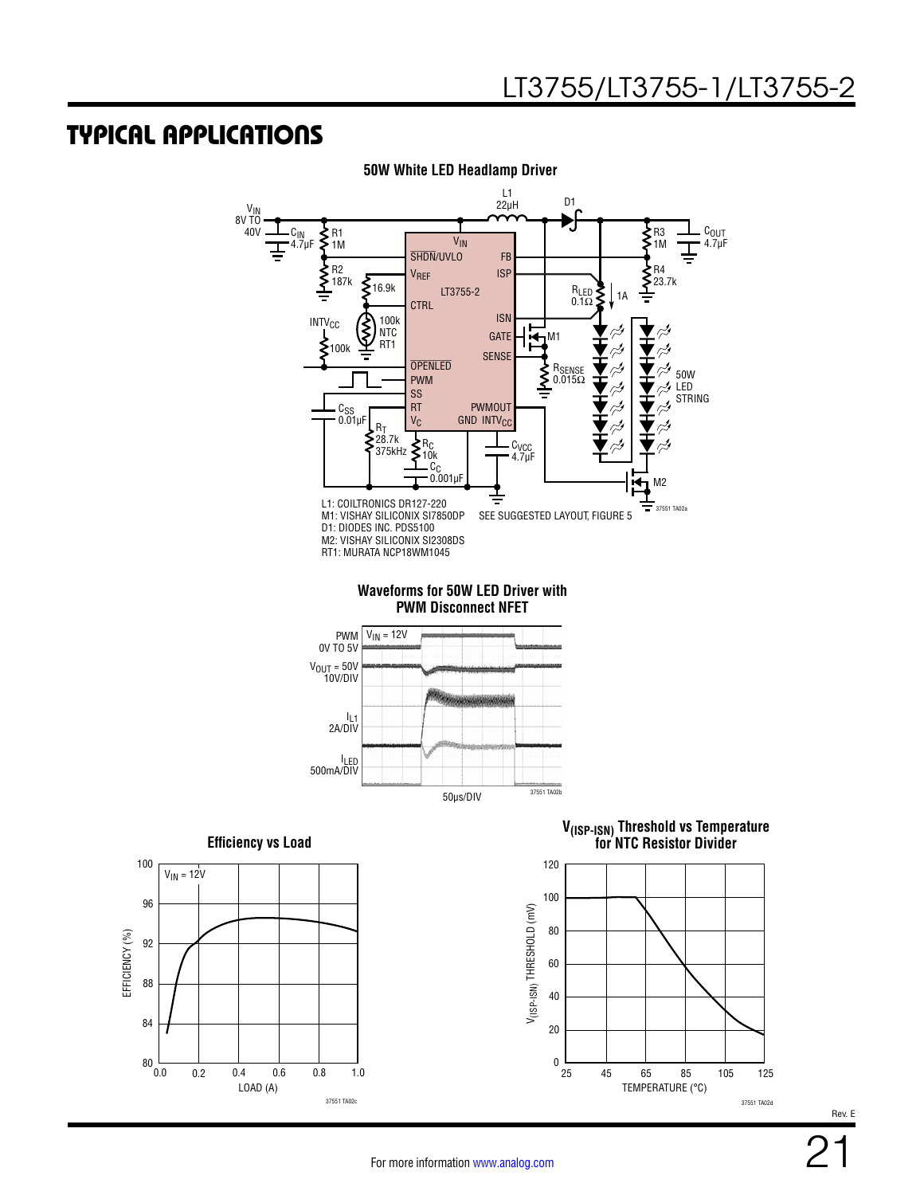## TYPICAL APPLICATIONS

**50W White LED Headlamp Driver**

L1: COILTRONICS DR127-220
M1: VISHAY SILICONIX SI7850DP
D1: DIODES INC. PDS5100
M2: VISHAY SILICONIX SI2308DS
RT1: MURATA NCP18WM1045

SEE SUGGESTED LAYOUT, FIGURE 5

**Waveforms for 50W LED Driver with PWM Disconnect NFET**

**Efficiency vs Load**

**$V_{(ISP-ISN)}$ Threshold vs Temperature for NTC Resistor Divider**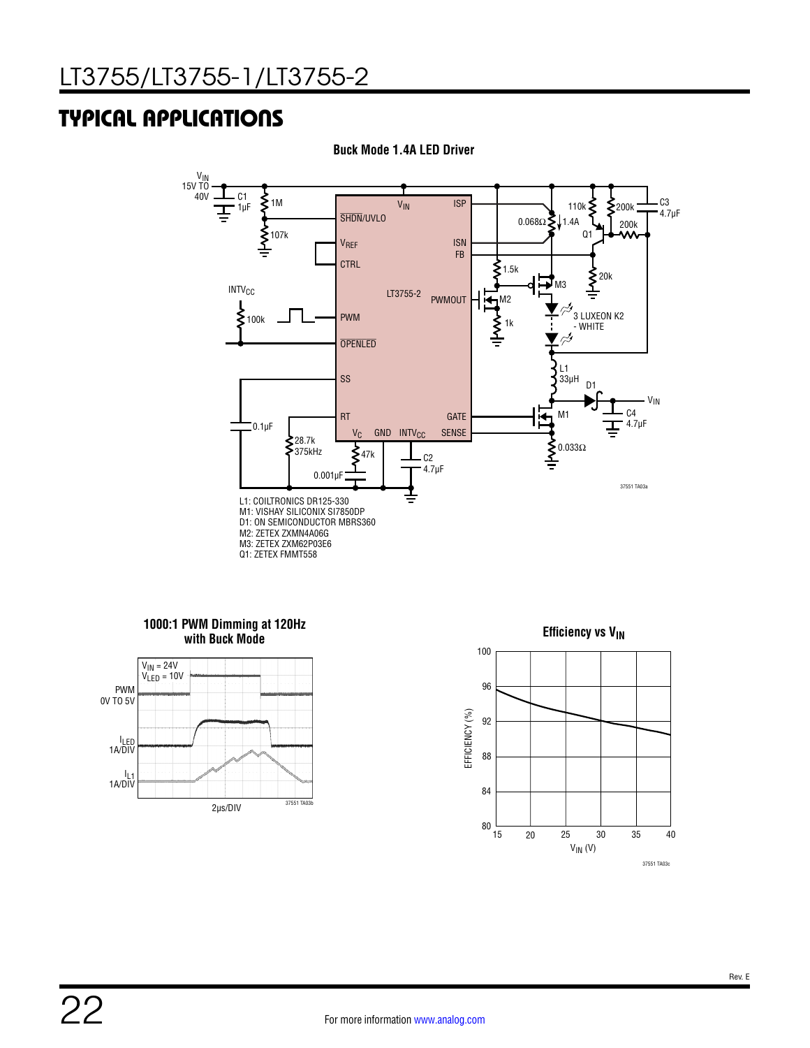## TYPICAL APPLICATIONS

**Buck Mode 1.4A LED Driver**

L1: COILTRONICS DR125-330
M1: VISHAY SILICONIX SI7850DP
D1: ON SEMICONDUCTOR MBRS360
M2: ZETEX ZXMN4A06G
M3: ZETEX ZXM62P03E6
Q1: ZETEX FMMT558

**1000:1 PWM Dimming at 120Hz with Buck Mode**

**Efficiency vs $V_{IN}$**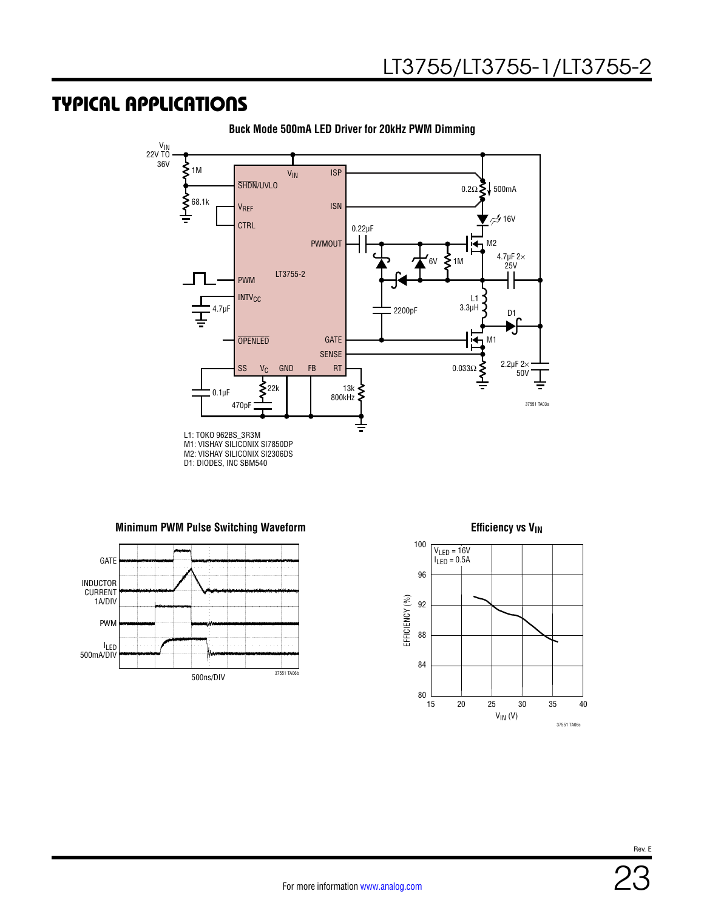## TYPICAL APPLICATIONS

**Buck Mode 500mA LED Driver for 20kHz PWM Dimming**

L1: TOKO 962BS_3R3M
M1: VISHAY SILICONIX SI7850DP
M2: VISHAY SILICONIX SI2306DS
D1: DIODES, INC SBM540

**Minimum PWM Pulse Switching Waveform**

**Efficiency vs $V_{IN}$**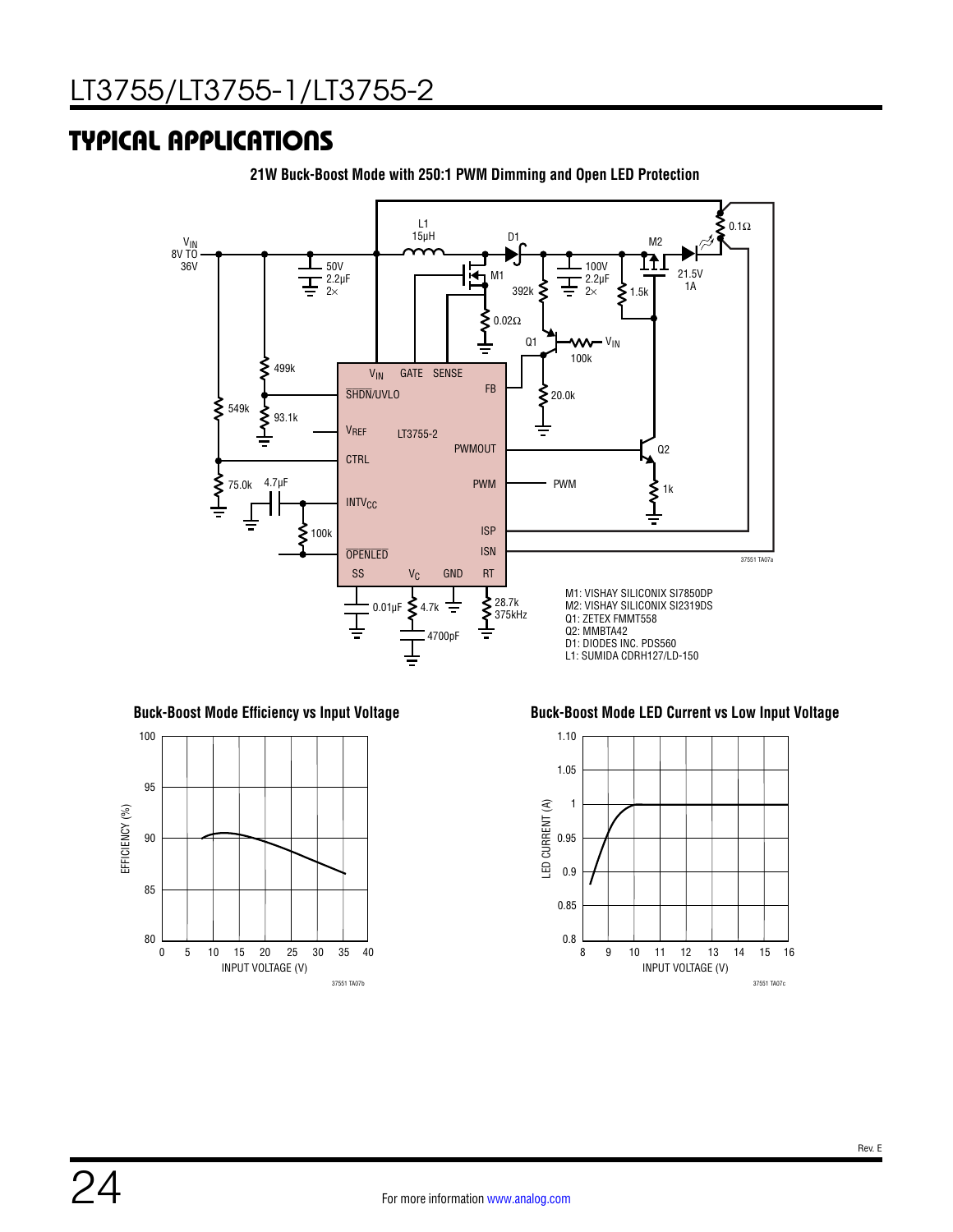## TYPICAL APPLICATIONS

**21W Buck-Boost Mode with 250:1 PWM Dimming and Open LED Protection**

M1: VISHAY SILICONIX SI7850DP
M2: VISHAY SILICONIX SI2319DS
Q1: ZETEX FMMT558
Q2: MMBTA42
D1: DIODES INC. PDS560
L1: SUMIDA CDRH127/LD-150

**Buck-Boost Mode Efficiency vs Input Voltage**

**Buck-Boost Mode LED Current vs Low Input Voltage**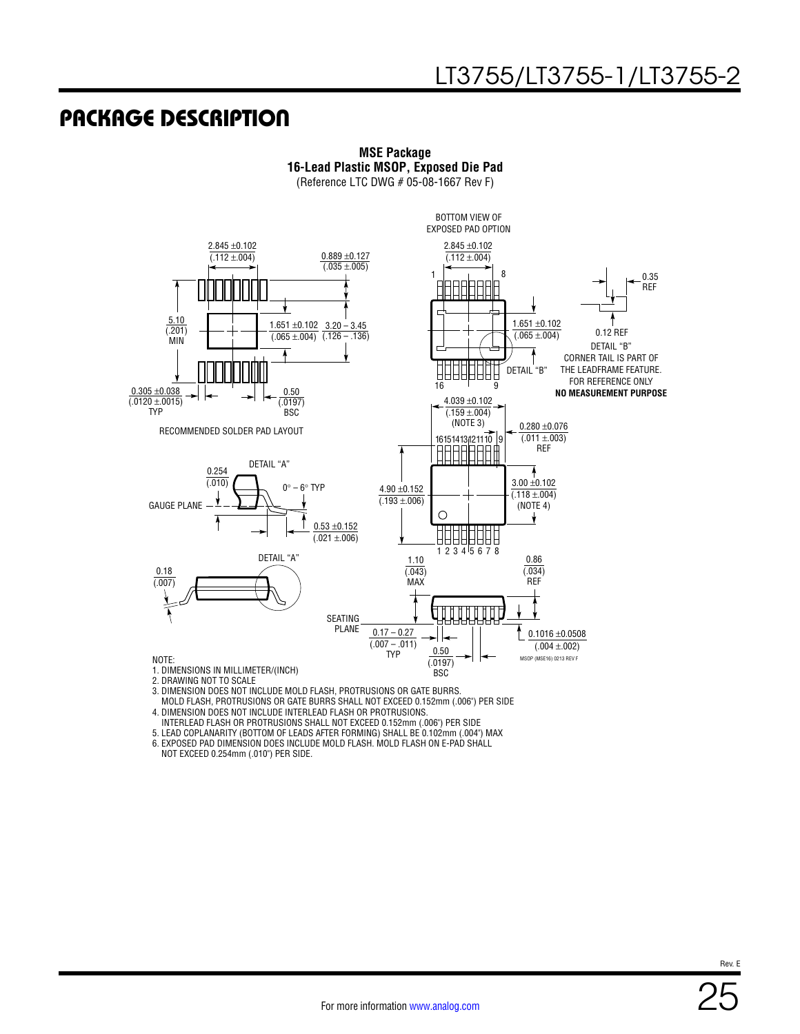# PACKAGE DESCRIPTION

**MSE Package**
**16-Lead Plastic MSOP, Exposed Die Pad**
(Reference LTC DWG # 05-08-1667 Rev F)

BOTTOM VIEW OF EXPOSED PAD OPTION

2.845 ±0.102 (.112 ±.004)

0.889 ±0.127 (.035 ±.005)

5.10 (.201) MIN

1.651 ±0.102 (.065 ±.004)

3.20 – 3.45 (.126 – .136)

0.305 ±0.038 (.0120 ±.0015) TYP

0.50 (.0197) BSC

RECOMMENDED SOLDER PAD LAYOUT

0.35 REF

0.12 REF

DETAIL "B"
CORNER TAIL IS PART OF THE LEADFRAME FEATURE.
FOR REFERENCE ONLY
**NO MEASUREMENT PURPOSE**

4.039 ±0.102 (.159 ±.004) (NOTE 3)

0.280 ±0.076 (.011 ±.003) REF

4.90 ±0.152 (.193 ±.006)

3.00 ±0.102 (.118 ±.004) (NOTE 4)

DETAIL "A"

0.254 (.010)

0° – 6° TYP

GAUGE PLANE

0.53 ±0.152 (.021 ±.006)

0.18 (.007)

1.10 (.043) MAX

0.86 (.034) REF

SEATING PLANE

0.17 – 0.27 (.007 – .011) TYP

0.50 (.0197) BSC

0.1016 ±0.0508 (.004 ±.002)

MSOP (MSE16) 0213 REV F

NOTE:
1. DIMENSIONS IN MILLIMETER/(INCH)
2. DRAWING NOT TO SCALE
3. DIMENSION DOES NOT INCLUDE MOLD FLASH, PROTRUSIONS OR GATE BURRS. MOLD FLASH, PROTRUSIONS OR GATE BURRS SHALL NOT EXCEED 0.152mm (.006") PER SIDE
4. DIMENSION DOES NOT INCLUDE INTERLEAD FLASH OR PROTRUSIONS. INTERLEAD FLASH OR PROTRUSIONS SHALL NOT EXCEED 0.152mm (.006") PER SIDE
5. LEAD COPLANARITY (BOTTOM OF LEADS AFTER FORMING) SHALL BE 0.102mm (.004") MAX
6. EXPOSED PAD DIMENSION DOES INCLUDE MOLD FLASH. MOLD FLASH ON E-PAD SHALL NOT EXCEED 0.254mm (.010") PER SIDE.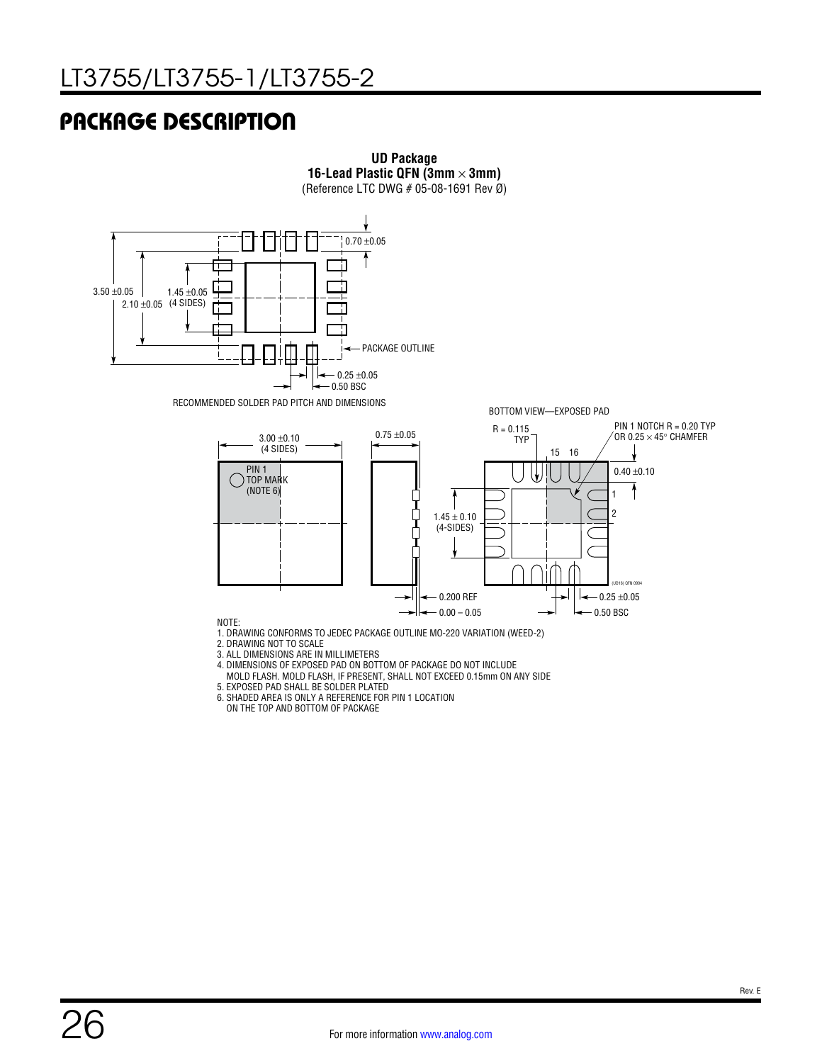## PACKAGE DESCRIPTION

**UD Package**
**16-Lead Plastic QFN (3mm × 3mm)**
(Reference LTC DWG # 05-08-1691 Rev Ø)

3.50 ±0.05

2.10 ±0.05

1.45 ±0.05 (4 SIDES)

0.70 ±0.05

PACKAGE OUTLINE

0.25 ±0.05

0.50 BSC

RECOMMENDED SOLDER PAD PITCH AND DIMENSIONS

3.00 ±0.10 (4 SIDES)

PIN 1 TOP MARK (NOTE 6)

0.75 ±0.05

0.200 REF

0.00 – 0.05

BOTTOM VIEW—EXPOSED PAD

R = 0.115 TYP

PIN 1 NOTCH R = 0.20 TYP OR 0.25 × 45° CHAMFER

15 16

0.40 ±0.10

1

2

1.45 ± 0.10 (4-SIDES)

0.25 ±0.05

0.50 BSC

(UD16) QFN 0904

NOTE:
1. DRAWING CONFORMS TO JEDEC PACKAGE OUTLINE MO-220 VARIATION (WEED-2)
2. DRAWING NOT TO SCALE
3. ALL DIMENSIONS ARE IN MILLIMETERS
4. DIMENSIONS OF EXPOSED PAD ON BOTTOM OF PACKAGE DO NOT INCLUDE MOLD FLASH. MOLD FLASH, IF PRESENT, SHALL NOT EXCEED 0.15mm ON ANY SIDE
5. EXPOSED PAD SHALL BE SOLDER PLATED
6. SHADED AREA IS ONLY A REFERENCE FOR PIN 1 LOCATION ON THE TOP AND BOTTOM OF PACKAGE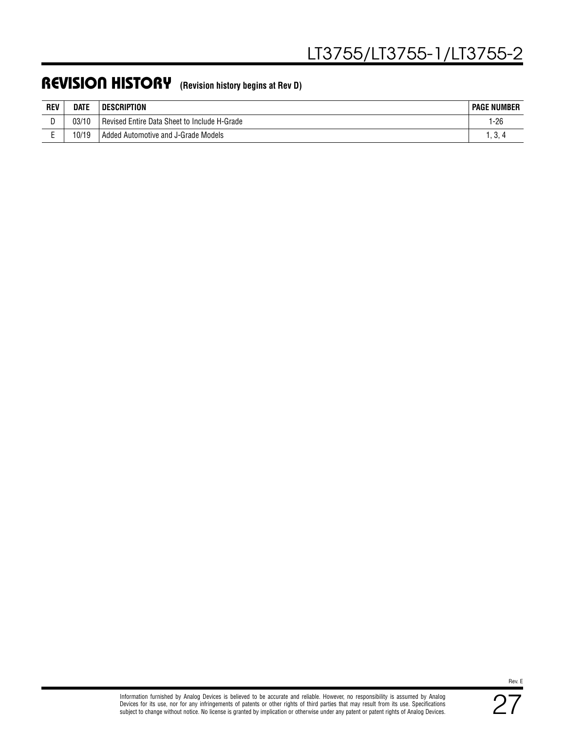## REVISION HISTORY (Revision history begins at Rev D)

| REV | DATE | DESCRIPTION | PAGE NUMBER |
|---|---|---|---|
| D | 03/10 | Revised Entire Data Sheet to Include H-Grade | 1-26 |
| E | 10/19 | Added Automotive and J-Grade Models | 1, 3, 4 |

Information furnished by Analog Devices is believed to be accurate and reliable. However, no responsibility is assumed by Analog Devices for its use, nor for any infringements of patents or other rights of third parties that may result from its use. Specifications subject to change without notice. No license is granted by implication or otherwise under any patent or patent rights of Analog Devices.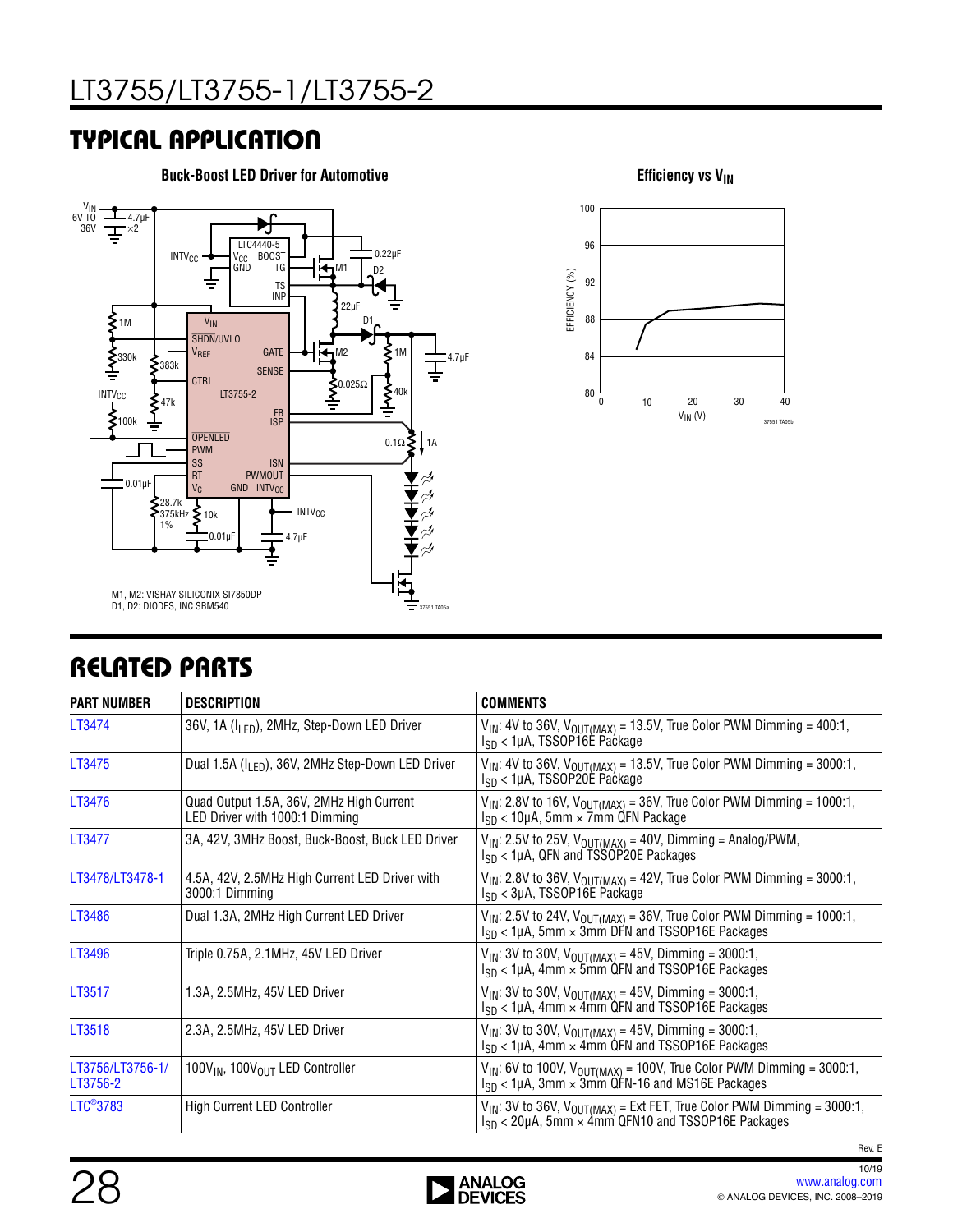## TYPICAL APPLICATION

**Buck-Boost LED Driver for Automotive**

$V_{IN}$ 6V TO 36V

4.7µF ×2

INTV$_{CC}$

LTC4440-5

$V_{CC}$ BOOST

GND TG

TS

INP

0.22µF

M1

D2

22µH

D1

1M

330k

383k

$V_{IN}$

SHDN/UVLO

$V_{REF}$

GATE

M2

1M

4.7µF

SENSE

CTRL

0.025Ω

INTV$_{CC}$

47k

LT3755-2

40k

100k

FB

ISP

OPENLED

0.1Ω

1A

PWM

SS

ISN

0.01µF

RT

PWMOUT

$V_C$

GND INTV$_{CC}$

28.7k 375kHz 1%

10k

INTV$_{CC}$

0.01µF

4.7µF

M1, M2: VISHAY SILICONIX SI7850DP

D1, D2: DIODES, INC SBM540

37551 TA05a

**Efficiency vs $V_{IN}$**

EFFICIENCY (%)

100

96

92

88

84

80

0 10 20 30 40

$V_{IN}$ (V)

37551 TA05b

## RELATED PARTS

| PART NUMBER | DESCRIPTION | COMMENTS |
|---|---|---|
| LT3474 | 36V, 1A ($I_{LED}$), 2MHz, Step-Down LED Driver | $V_{IN}$: 4V to 36V, $V_{OUT(MAX)}$ = 13.5V, True Color PWM Dimming = 400:1, $I_{SD}$ < 1µA, TSSOP16E Package |
| LT3475 | Dual 1.5A ($I_{LED}$), 36V, 2MHz Step-Down LED Driver | $V_{IN}$: 4V to 36V, $V_{OUT(MAX)}$ = 13.5V, True Color PWM Dimming = 3000:1, $I_{SD}$ < 1µA, TSSOP20E Package |
| LT3476 | Quad Output 1.5A, 36V, 2MHz High Current LED Driver with 1000:1 Dimming | $V_{IN}$: 2.8V to 16V, $V_{OUT(MAX)}$ = 36V, True Color PWM Dimming = 1000:1, $I_{SD}$ < 10µA, 5mm × 7mm QFN Package |
| LT3477 | 3A, 42V, 3MHz Boost, Buck-Boost, Buck LED Driver | $V_{IN}$: 2.5V to 25V, $V_{OUT(MAX)}$ = 40V, Dimming = Analog/PWM, $I_{SD}$ < 1µA, QFN and TSSOP20E Packages |
| LT3478/LT3478-1 | 4.5A, 42V, 2.5MHz High Current LED Driver with 3000:1 Dimming | $V_{IN}$: 2.8V to 36V, $V_{OUT(MAX)}$ = 42V, True Color PWM Dimming = 3000:1, $I_{SD}$ < 3µA, TSSOP16E Package |
| LT3486 | Dual 1.3A, 2MHz High Current LED Driver | $V_{IN}$: 2.5V to 24V, $V_{OUT(MAX)}$ = 36V, True Color PWM Dimming = 1000:1, $I_{SD}$ < 1µA, 5mm × 3mm DFN and TSSOP16E Packages |
| LT3496 | Triple 0.75A, 2.1MHz, 45V LED Driver | $V_{IN}$: 3V to 30V, $V_{OUT(MAX)}$ = 45V, Dimming = 3000:1, $I_{SD}$ < 1µA, 4mm × 5mm QFN and TSSOP16E Packages |
| LT3517 | 1.3A, 2.5MHz, 45V LED Driver | $V_{IN}$: 3V to 30V, $V_{OUT(MAX)}$ = 45V, Dimming = 3000:1, $I_{SD}$ < 1µA, 4mm × 4mm QFN and TSSOP16E Packages |
| LT3518 | 2.3A, 2.5MHz, 45V LED Driver | $V_{IN}$: 3V to 30V, $V_{OUT(MAX)}$ = 45V, Dimming = 3000:1, $I_{SD}$ < 1µA, 4mm × 4mm QFN and TSSOP16E Packages |
| LT3756/LT3756-1/ LT3756-2 | 100$V_{IN}$, 100$V_{OUT}$ LED Controller | $V_{IN}$: 6V to 100V, $V_{OUT(MAX)}$ = 100V, True Color PWM Dimming = 3000:1, $I_{SD}$ < 1µA, 3mm × 3mm QFN-16 and MS16E Packages |
| LTC®3783 | High Current LED Controller | $V_{IN}$: 3V to 36V, $V_{OUT(MAX)}$ = Ext FET, True Color PWM Dimming = 3000:1, $I_{SD}$ < 20µA, 5mm × 4mm QFN10 and TSSOP16E Packages |